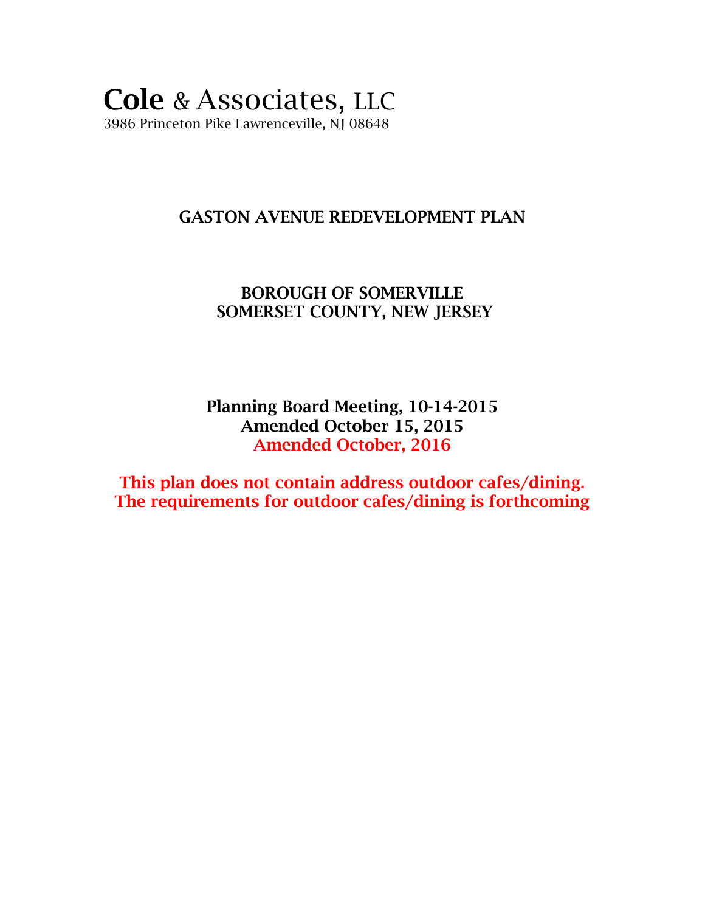# **Cole** & Associates, LLC

3986 Princeton Pike Lawrenceville, NJ 08648

## GASTON AVENUE REDEVELOPMENT PLAN

**BOROUGH OF SOMERVILLE**
**SOMERSET COUNTY, NEW JERSEY**

**Planning Board Meeting, 10-14-2015**
**Amended October 15, 2015**
**Amended October, 2016**

**This plan does not contain address outdoor cafes/dining.**
**The requirements for outdoor cafes/dining is forthcoming**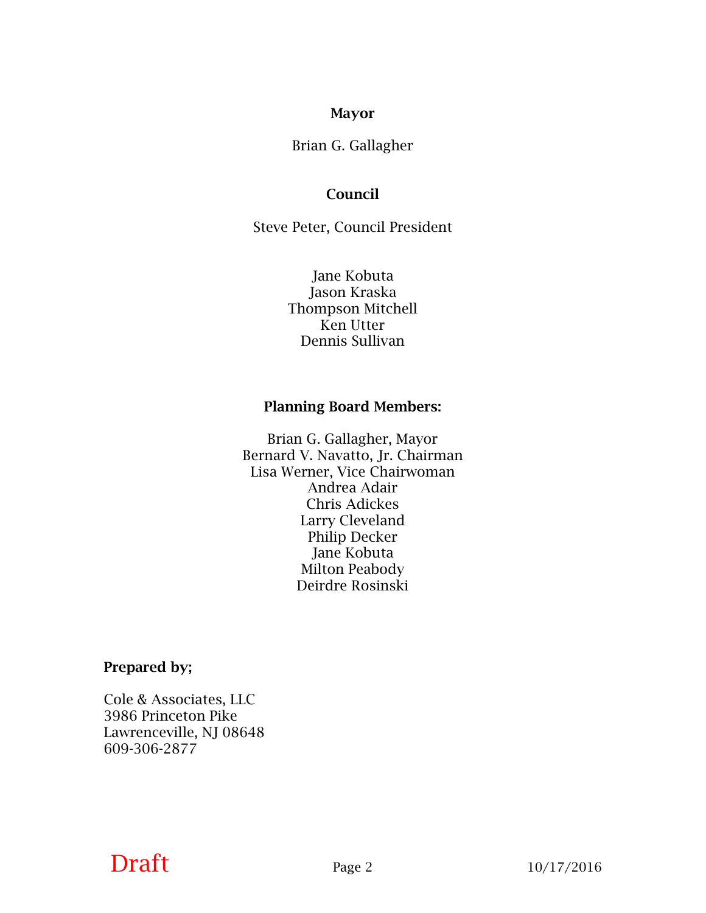**Mayor**

Brian G. Gallagher

**Council**

Steve Peter, Council President

Jane Kobuta
Jason Kraska
Thompson Mitchell
Ken Utter
Dennis Sullivan

**Planning Board Members:**

Brian G. Gallagher, Mayor
Bernard V. Navatto, Jr. Chairman
Lisa Werner, Vice Chairwoman
Andrea Adair
Chris Adickes
Larry Cleveland
Philip Decker
Jane Kobuta
Milton Peabody
Deirdre Rosinski

**Prepared by;**

Cole & Associates, LLC
3986 Princeton Pike
Lawrenceville, NJ 08648
609-306-2877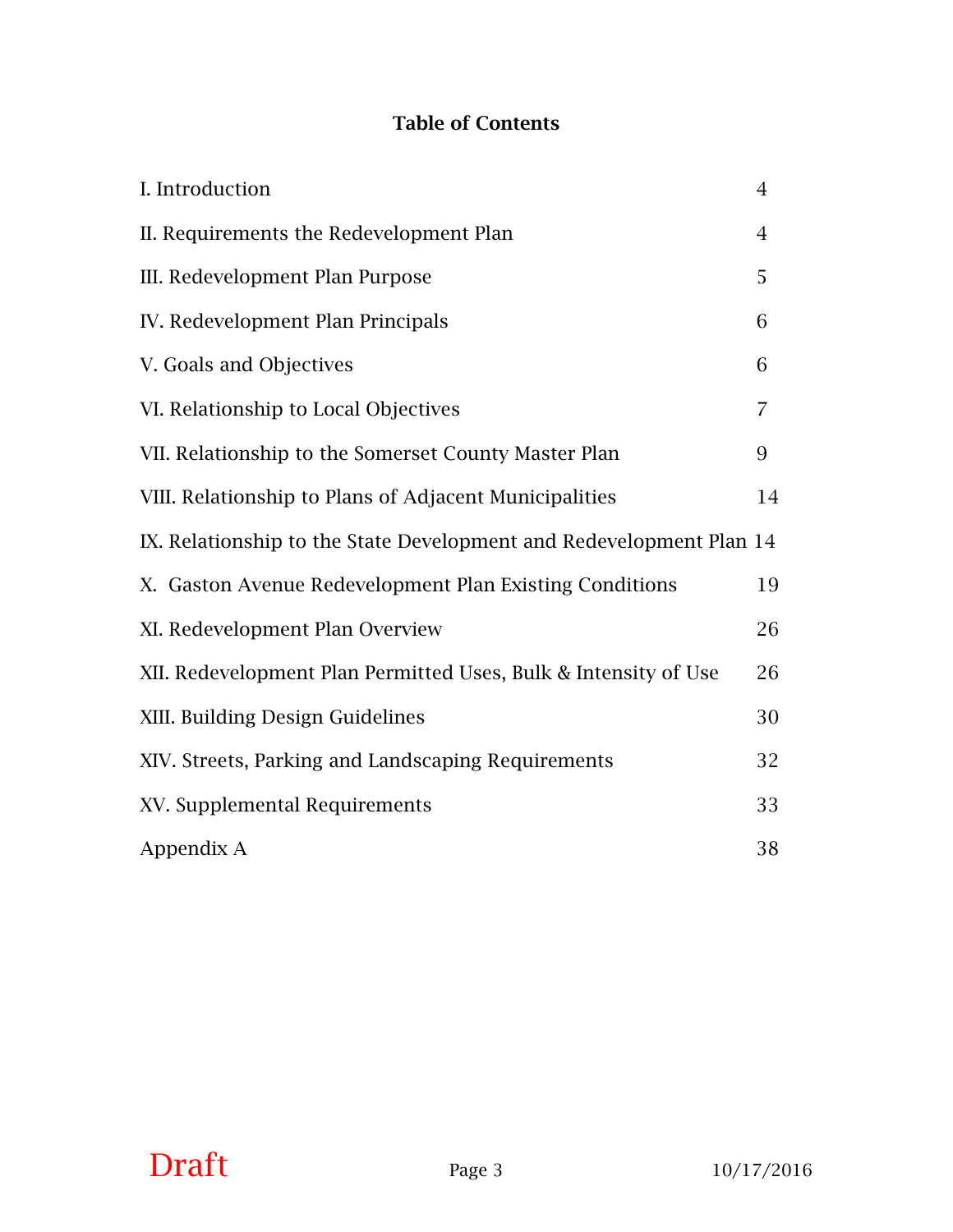# Table of Contents

| | |
|---|---|
| I. Introduction | 4 |
| II. Requirements the Redevelopment Plan | 4 |
| III. Redevelopment Plan Purpose | 5 |
| IV. Redevelopment Plan Principals | 6 |
| V. Goals and Objectives | 6 |
| VI. Relationship to Local Objectives | 7 |
| VII. Relationship to the Somerset County Master Plan | 9 |
| VIII. Relationship to Plans of Adjacent Municipalities | 14 |
| IX. Relationship to the State Development and Redevelopment Plan | 14 |
| X. Gaston Avenue Redevelopment Plan Existing Conditions | 19 |
| XI. Redevelopment Plan Overview | 26 |
| XII. Redevelopment Plan Permitted Uses, Bulk & Intensity of Use | 26 |
| XIII. Building Design Guidelines | 30 |
| XIV. Streets, Parking and Landscaping Requirements | 32 |
| XV. Supplemental Requirements | 33 |
| Appendix A | 38 |

Draft 10/17/2016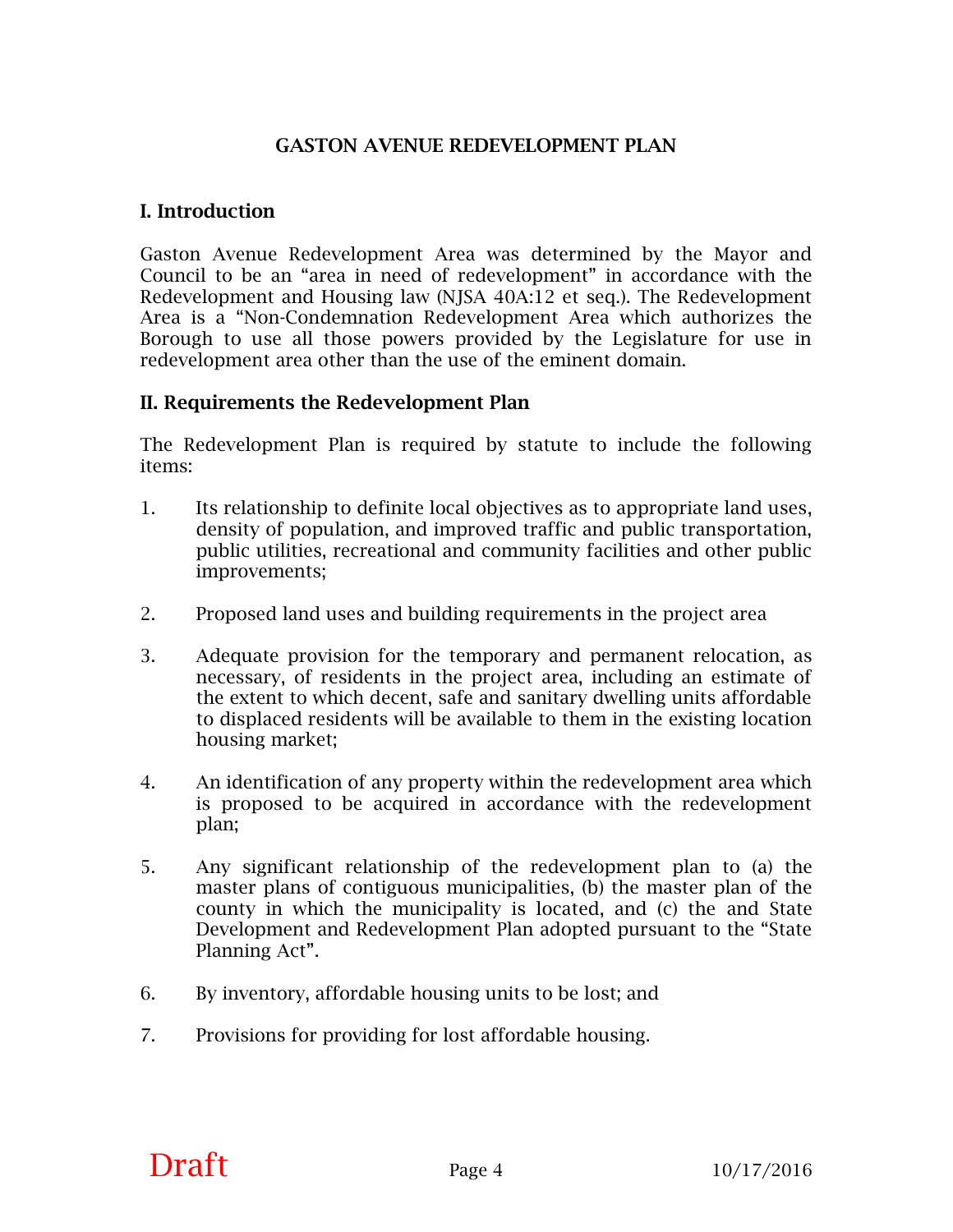# GASTON AVENUE REDEVELOPMENT PLAN

## I. Introduction

Gaston Avenue Redevelopment Area was determined by the Mayor and Council to be an "area in need of redevelopment" in accordance with the Redevelopment and Housing law (NJSA 40A:12 et seq.). The Redevelopment Area is a "Non-Condemnation Redevelopment Area which authorizes the Borough to use all those powers provided by the Legislature for use in redevelopment area other than the use of the eminent domain.

## II. Requirements the Redevelopment Plan

The Redevelopment Plan is required by statute to include the following items:

1. Its relationship to definite local objectives as to appropriate land uses, density of population, and improved traffic and public transportation, public utilities, recreational and community facilities and other public improvements;

2. Proposed land uses and building requirements in the project area

3. Adequate provision for the temporary and permanent relocation, as necessary, of residents in the project area, including an estimate of the extent to which decent, safe and sanitary dwelling units affordable to displaced residents will be available to them in the existing location housing market;

4. An identification of any property within the redevelopment area which is proposed to be acquired in accordance with the redevelopment plan;

5. Any significant relationship of the redevelopment plan to (a) the master plans of contiguous municipalities, (b) the master plan of the county in which the municipality is located, and (c) the and State Development and Redevelopment Plan adopted pursuant to the "State Planning Act".

6. By inventory, affordable housing units to be lost; and

7. Provisions for providing for lost affordable housing.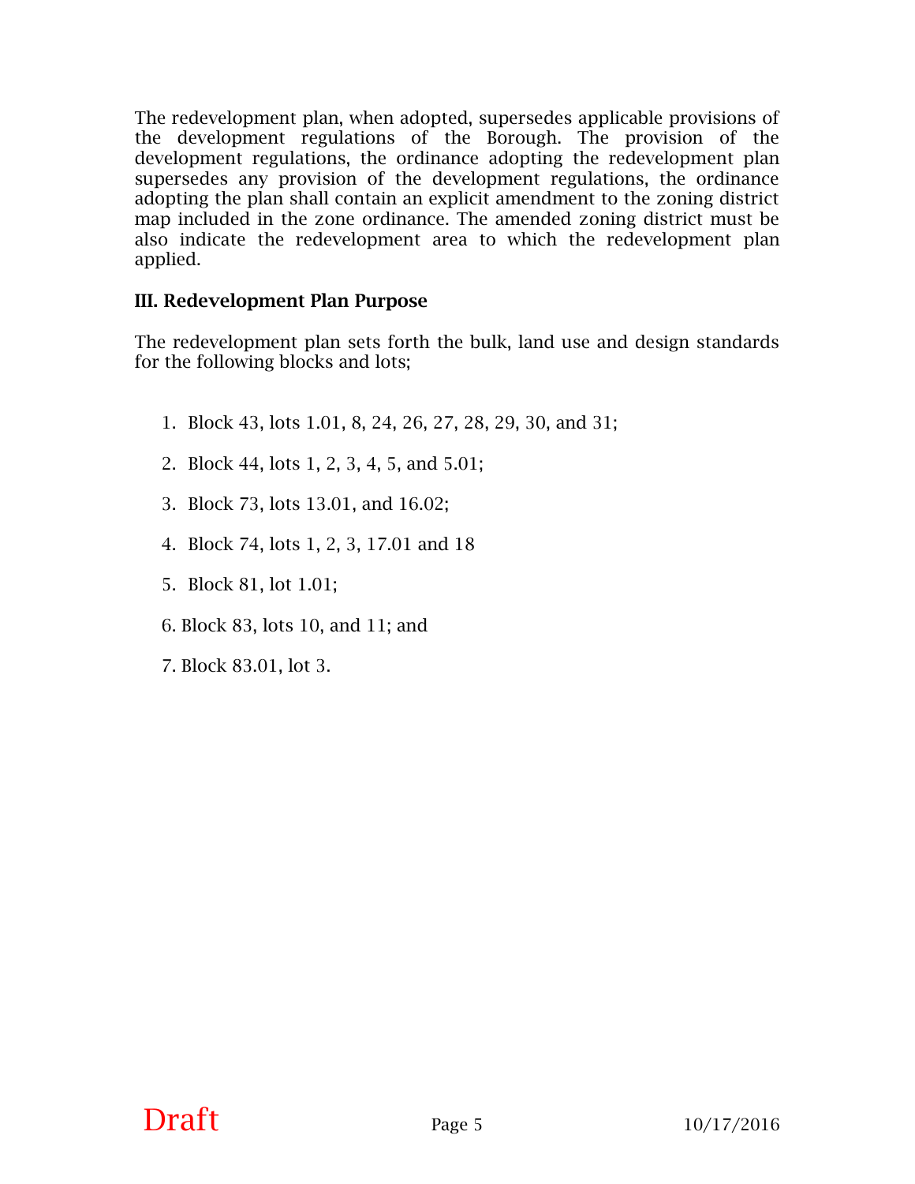The redevelopment plan, when adopted, supersedes applicable provisions of the development regulations of the Borough. The provision of the development regulations, the ordinance adopting the redevelopment plan supersedes any provision of the development regulations, the ordinance adopting the plan shall contain an explicit amendment to the zoning district map included in the zone ordinance. The amended zoning district must be also indicate the redevelopment area to which the redevelopment plan applied.

### III. Redevelopment Plan Purpose

The redevelopment plan sets forth the bulk, land use and design standards for the following blocks and lots;

1. Block 43, lots 1.01, 8, 24, 26, 27, 28, 29, 30, and 31;
2. Block 44, lots 1, 2, 3, 4, 5, and 5.01;
3. Block 73, lots 13.01, and 16.02;
4. Block 74, lots 1, 2, 3, 17.01 and 18
5. Block 81, lot 1.01;
6. Block 83, lots 10, and 11; and
7. Block 83.01, lot 3.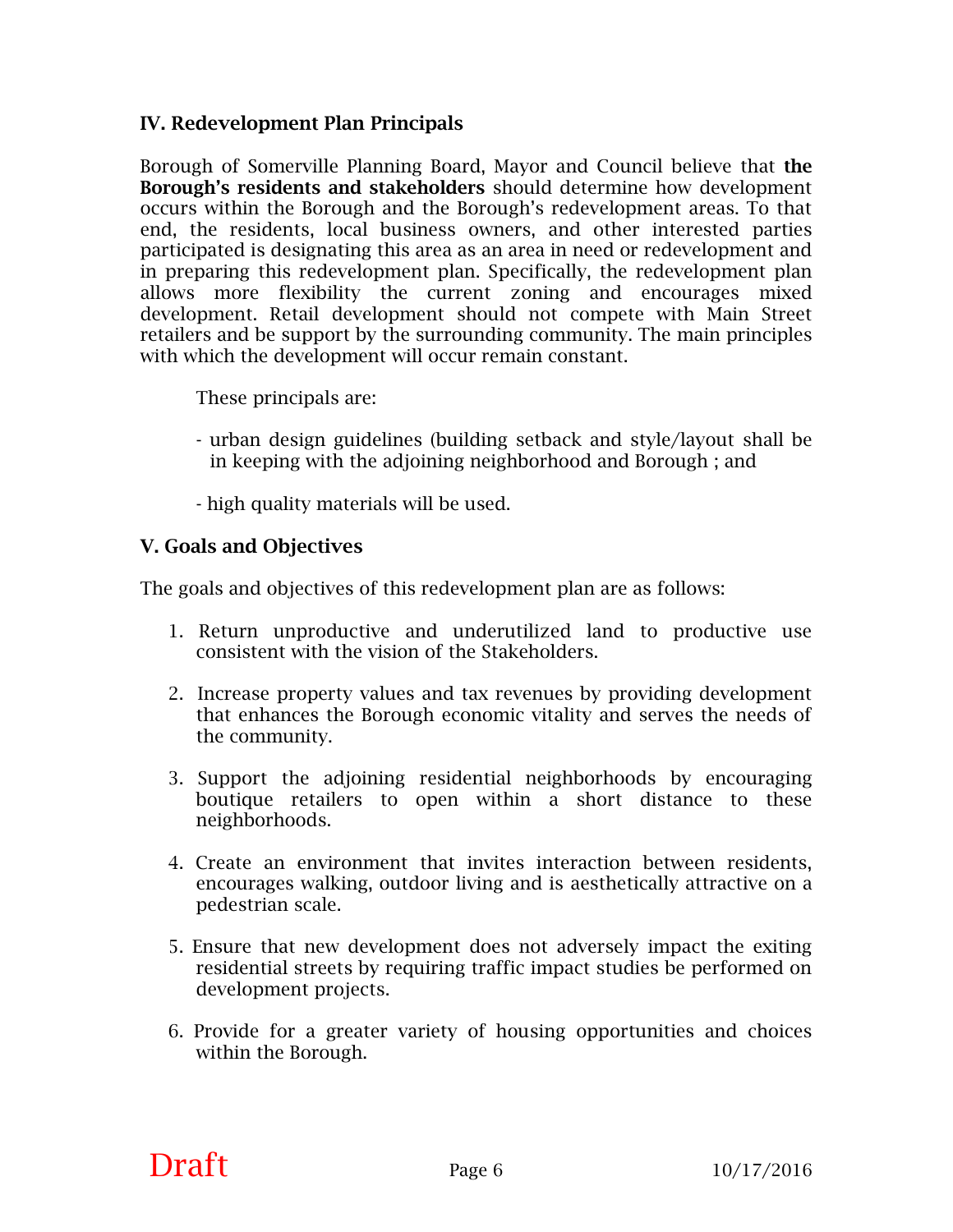## IV. Redevelopment Plan Principals

Borough of Somerville Planning Board, Mayor and Council believe that **the Borough's residents and stakeholders** should determine how development occurs within the Borough and the Borough's redevelopment areas. To that end, the residents, local business owners, and other interested parties participated is designating this area as an area in need or redevelopment and in preparing this redevelopment plan. Specifically, the redevelopment plan allows more flexibility the current zoning and encourages mixed development. Retail development should not compete with Main Street retailers and be support by the surrounding community. The main principles with which the development will occur remain constant.

These principals are:

- urban design guidelines (building setback and style/layout shall be in keeping with the adjoining neighborhood and Borough ; and

- high quality materials will be used.

## V. Goals and Objectives

The goals and objectives of this redevelopment plan are as follows:

1. Return unproductive and underutilized land to productive use consistent with the vision of the Stakeholders.

2. Increase property values and tax revenues by providing development that enhances the Borough economic vitality and serves the needs of the community.

3. Support the adjoining residential neighborhoods by encouraging boutique retailers to open within a short distance to these neighborhoods.

4. Create an environment that invites interaction between residents, encourages walking, outdoor living and is aesthetically attractive on a pedestrian scale.

5. Ensure that new development does not adversely impact the exiting residential streets by requiring traffic impact studies be performed on development projects.

6. Provide for a greater variety of housing opportunities and choices within the Borough.

Draft 10/17/2016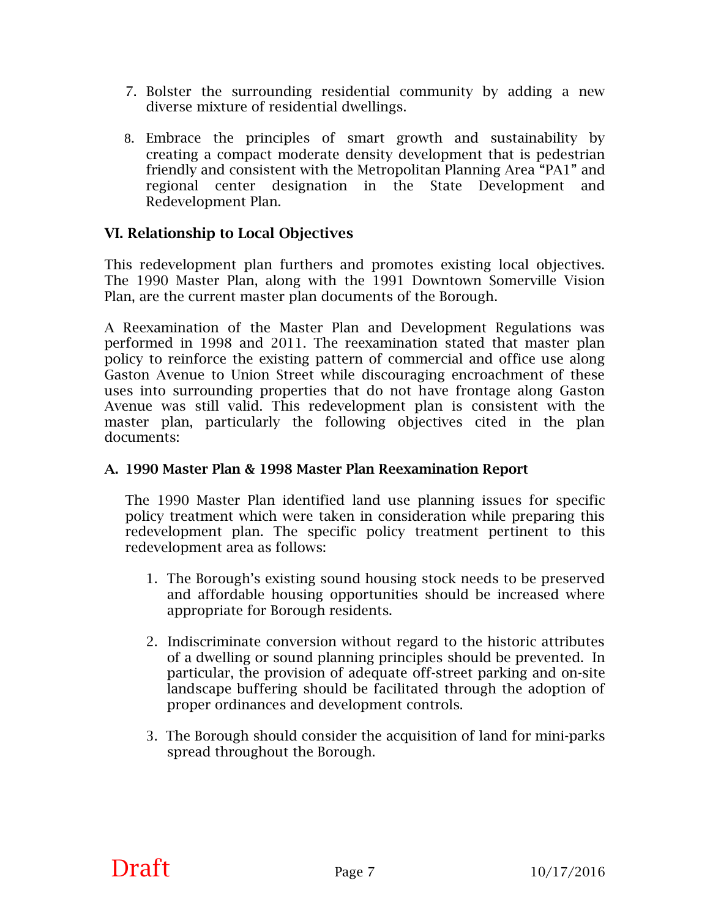7. Bolster the surrounding residential community by adding a new diverse mixture of residential dwellings.

8. Embrace the principles of smart growth and sustainability by creating a compact moderate density development that is pedestrian friendly and consistent with the Metropolitan Planning Area "PA1" and regional center designation in the State Development and Redevelopment Plan.

## VI. Relationship to Local Objectives

This redevelopment plan furthers and promotes existing local objectives. The 1990 Master Plan, along with the 1991 Downtown Somerville Vision Plan, are the current master plan documents of the Borough.

A Reexamination of the Master Plan and Development Regulations was performed in 1998 and 2011. The reexamination stated that master plan policy to reinforce the existing pattern of commercial and office use along Gaston Avenue to Union Street while discouraging encroachment of these uses into surrounding properties that do not have frontage along Gaston Avenue was still valid. This redevelopment plan is consistent with the master plan, particularly the following objectives cited in the plan documents:

### A. 1990 Master Plan & 1998 Master Plan Reexamination Report

The 1990 Master Plan identified land use planning issues for specific policy treatment which were taken in consideration while preparing this redevelopment plan. The specific policy treatment pertinent to this redevelopment area as follows:

1. The Borough's existing sound housing stock needs to be preserved and affordable housing opportunities should be increased where appropriate for Borough residents.

2. Indiscriminate conversion without regard to the historic attributes of a dwelling or sound planning principles should be prevented. In particular, the provision of adequate off-street parking and on-site landscape buffering should be facilitated through the adoption of proper ordinances and development controls.

3. The Borough should consider the acquisition of land for mini-parks spread throughout the Borough.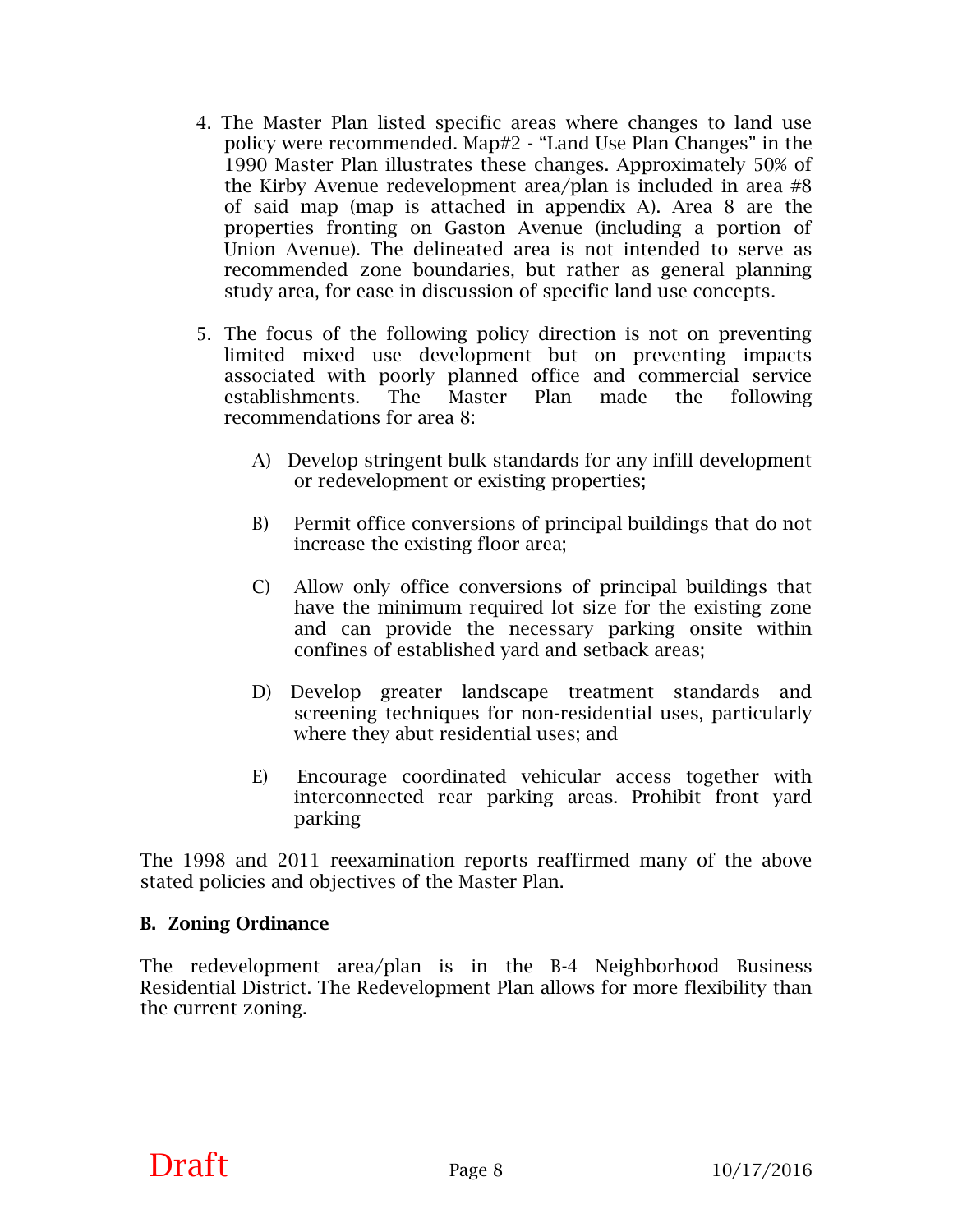4. The Master Plan listed specific areas where changes to land use policy were recommended. Map#2 - "Land Use Plan Changes" in the 1990 Master Plan illustrates these changes. Approximately 50% of the Kirby Avenue redevelopment area/plan is included in area #8 of said map (map is attached in appendix A). Area 8 are the properties fronting on Gaston Avenue (including a portion of Union Avenue). The delineated area is not intended to serve as recommended zone boundaries, but rather as general planning study area, for ease in discussion of specific land use concepts.

5. The focus of the following policy direction is not on preventing limited mixed use development but on preventing impacts associated with poorly planned office and commercial service establishments. The Master Plan made the following recommendations for area 8:

   A) Develop stringent bulk standards for any infill development or redevelopment or existing properties;

   B) Permit office conversions of principal buildings that do not increase the existing floor area;

   C) Allow only office conversions of principal buildings that have the minimum required lot size for the existing zone and can provide the necessary parking onsite within confines of established yard and setback areas;

   D) Develop greater landscape treatment standards and screening techniques for non-residential uses, particularly where they abut residential uses; and

   E) Encourage coordinated vehicular access together with interconnected rear parking areas. Prohibit front yard parking

The 1998 and 2011 reexamination reports reaffirmed many of the above stated policies and objectives of the Master Plan.

**B. Zoning Ordinance**

The redevelopment area/plan is in the B-4 Neighborhood Business Residential District. The Redevelopment Plan allows for more flexibility than the current zoning.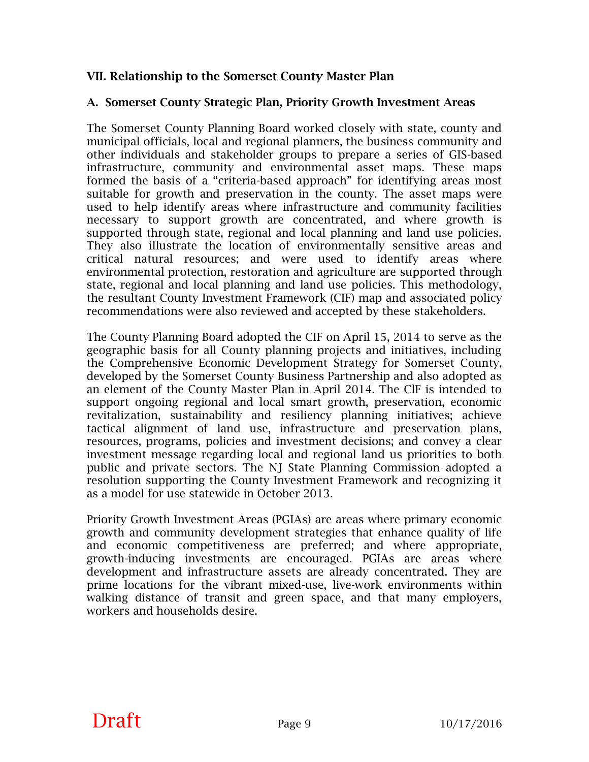## VII. Relationship to the Somerset County Master Plan

### A. Somerset County Strategic Plan, Priority Growth Investment Areas

The Somerset County Planning Board worked closely with state, county and municipal officials, local and regional planners, the business community and other individuals and stakeholder groups to prepare a series of GIS-based infrastructure, community and environmental asset maps. These maps formed the basis of a "criteria-based approach" for identifying areas most suitable for growth and preservation in the county. The asset maps were used to help identify areas where infrastructure and community facilities necessary to support growth are concentrated, and where growth is supported through state, regional and local planning and land use policies. They also illustrate the location of environmentally sensitive areas and critical natural resources; and were used to identify areas where environmental protection, restoration and agriculture are supported through state, regional and local planning and land use policies. This methodology, the resultant County Investment Framework (CIF) map and associated policy recommendations were also reviewed and accepted by these stakeholders.

The County Planning Board adopted the CIF on April 15, 2014 to serve as the geographic basis for all County planning projects and initiatives, including the Comprehensive Economic Development Strategy for Somerset County, developed by the Somerset County Business Partnership and also adopted as an element of the County Master Plan in April 2014. The ClF is intended to support ongoing regional and local smart growth, preservation, economic revitalization, sustainability and resiliency planning initiatives; achieve tactical alignment of land use, infrastructure and preservation plans, resources, programs, policies and investment decisions; and convey a clear investment message regarding local and regional land us priorities to both public and private sectors. The NJ State Planning Commission adopted a resolution supporting the County Investment Framework and recognizing it as a model for use statewide in October 2013.

Priority Growth Investment Areas (PGIAs) are areas where primary economic growth and community development strategies that enhance quality of life and economic competitiveness are preferred; and where appropriate, growth-inducing investments are encouraged. PGIAs are areas where development and infrastructure assets are already concentrated. They are prime locations for the vibrant mixed-use, live-work environments within walking distance of transit and green space, and that many employers, workers and households desire.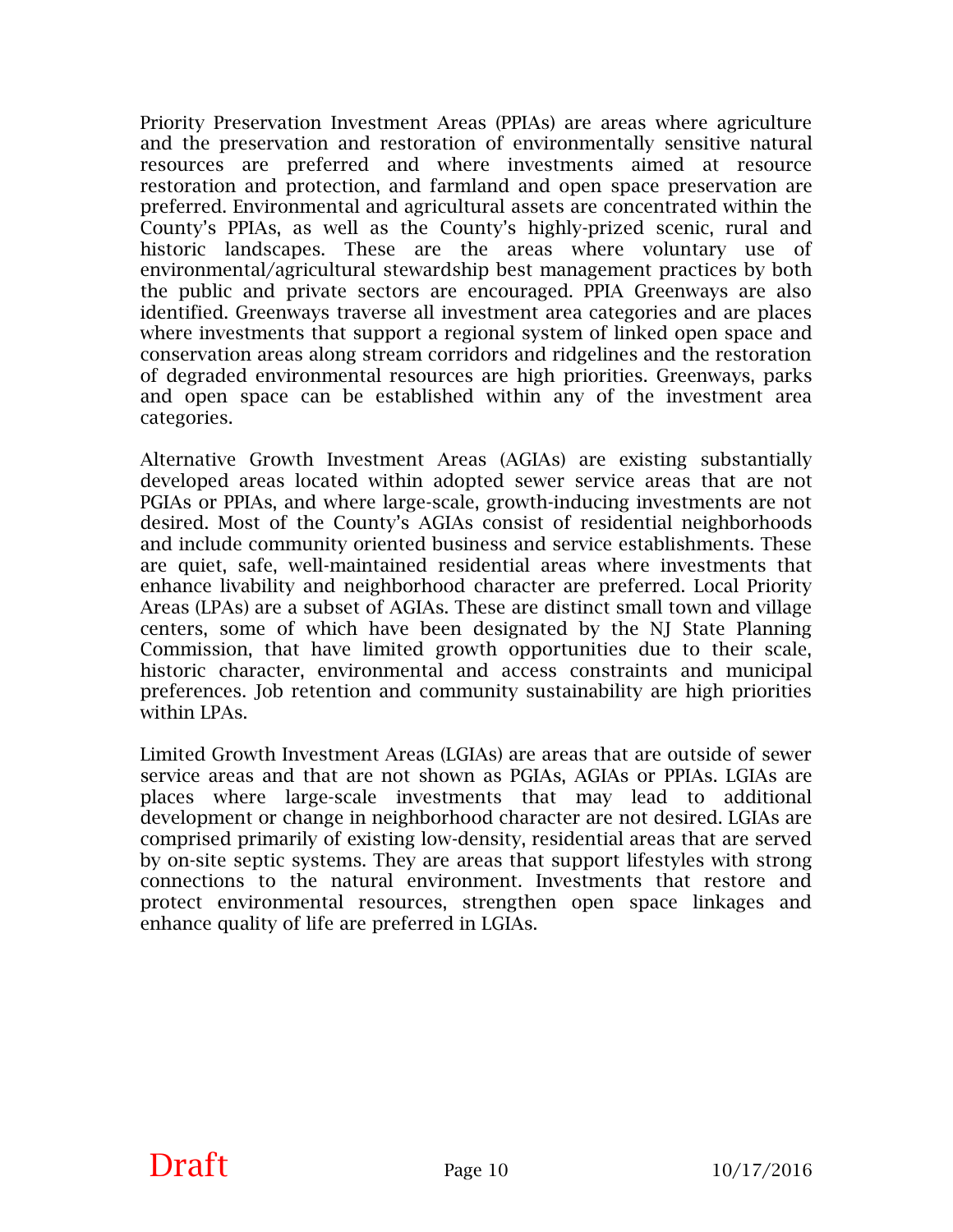Priority Preservation Investment Areas (PPIAs) are areas where agriculture and the preservation and restoration of environmentally sensitive natural resources are preferred and where investments aimed at resource restoration and protection, and farmland and open space preservation are preferred. Environmental and agricultural assets are concentrated within the County's PPIAs, as well as the County's highly-prized scenic, rural and historic landscapes. These are the areas where voluntary use of environmental/agricultural stewardship best management practices by both the public and private sectors are encouraged. PPIA Greenways are also identified. Greenways traverse all investment area categories and are places where investments that support a regional system of linked open space and conservation areas along stream corridors and ridgelines and the restoration of degraded environmental resources are high priorities. Greenways, parks and open space can be established within any of the investment area categories.

Alternative Growth Investment Areas (AGIAs) are existing substantially developed areas located within adopted sewer service areas that are not PGIAs or PPIAs, and where large-scale, growth-inducing investments are not desired. Most of the County's AGIAs consist of residential neighborhoods and include community oriented business and service establishments. These are quiet, safe, well-maintained residential areas where investments that enhance livability and neighborhood character are preferred. Local Priority Areas (LPAs) are a subset of AGIAs. These are distinct small town and village centers, some of which have been designated by the NJ State Planning Commission, that have limited growth opportunities due to their scale, historic character, environmental and access constraints and municipal preferences. Job retention and community sustainability are high priorities within LPAs.

Limited Growth Investment Areas (LGIAs) are areas that are outside of sewer service areas and that are not shown as PGIAs, AGIAs or PPIAs. LGIAs are places where large-scale investments that may lead to additional development or change in neighborhood character are not desired. LGIAs are comprised primarily of existing low-density, residential areas that are served by on-site septic systems. They are areas that support lifestyles with strong connections to the natural environment. Investments that restore and protect environmental resources, strengthen open space linkages and enhance quality of life are preferred in LGIAs.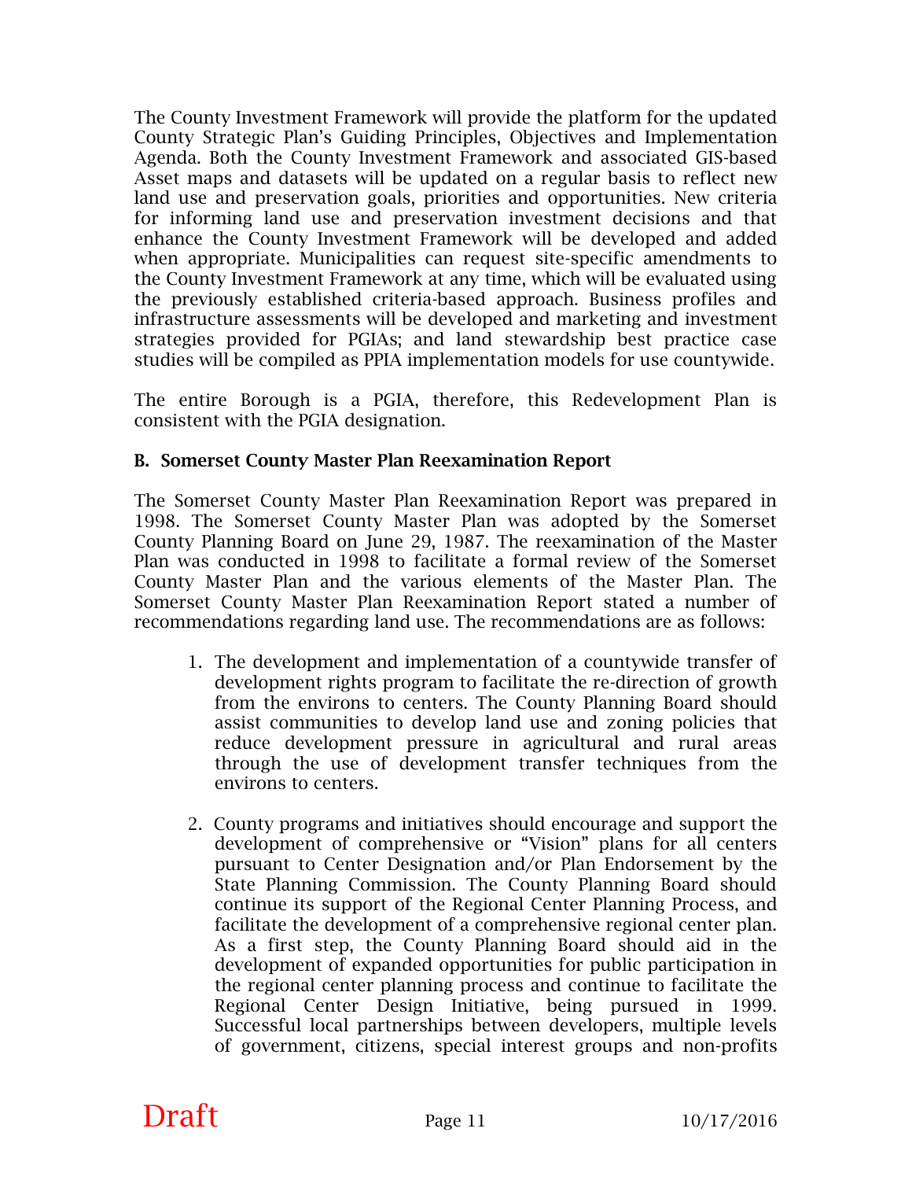The County Investment Framework will provide the platform for the updated County Strategic Plan's Guiding Principles, Objectives and Implementation Agenda. Both the County Investment Framework and associated GIS-based Asset maps and datasets will be updated on a regular basis to reflect new land use and preservation goals, priorities and opportunities. New criteria for informing land use and preservation investment decisions and that enhance the County Investment Framework will be developed and added when appropriate. Municipalities can request site-specific amendments to the County Investment Framework at any time, which will be evaluated using the previously established criteria-based approach. Business profiles and infrastructure assessments will be developed and marketing and investment strategies provided for PGIAs; and land stewardship best practice case studies will be compiled as PPIA implementation models for use countywide.

The entire Borough is a PGIA, therefore, this Redevelopment Plan is consistent with the PGIA designation.

**B. Somerset County Master Plan Reexamination Report**

The Somerset County Master Plan Reexamination Report was prepared in 1998. The Somerset County Master Plan was adopted by the Somerset County Planning Board on June 29, 1987. The reexamination of the Master Plan was conducted in 1998 to facilitate a formal review of the Somerset County Master Plan and the various elements of the Master Plan. The Somerset County Master Plan Reexamination Report stated a number of recommendations regarding land use. The recommendations are as follows:

1. The development and implementation of a countywide transfer of development rights program to facilitate the re-direction of growth from the environs to centers. The County Planning Board should assist communities to develop land use and zoning policies that reduce development pressure in agricultural and rural areas through the use of development transfer techniques from the environs to centers.

2. County programs and initiatives should encourage and support the development of comprehensive or "Vision" plans for all centers pursuant to Center Designation and/or Plan Endorsement by the State Planning Commission. The County Planning Board should continue its support of the Regional Center Planning Process, and facilitate the development of a comprehensive regional center plan. As a first step, the County Planning Board should aid in the development of expanded opportunities for public participation in the regional center planning process and continue to facilitate the Regional Center Design Initiative, being pursued in 1999. Successful local partnerships between developers, multiple levels of government, citizens, special interest groups and non-profits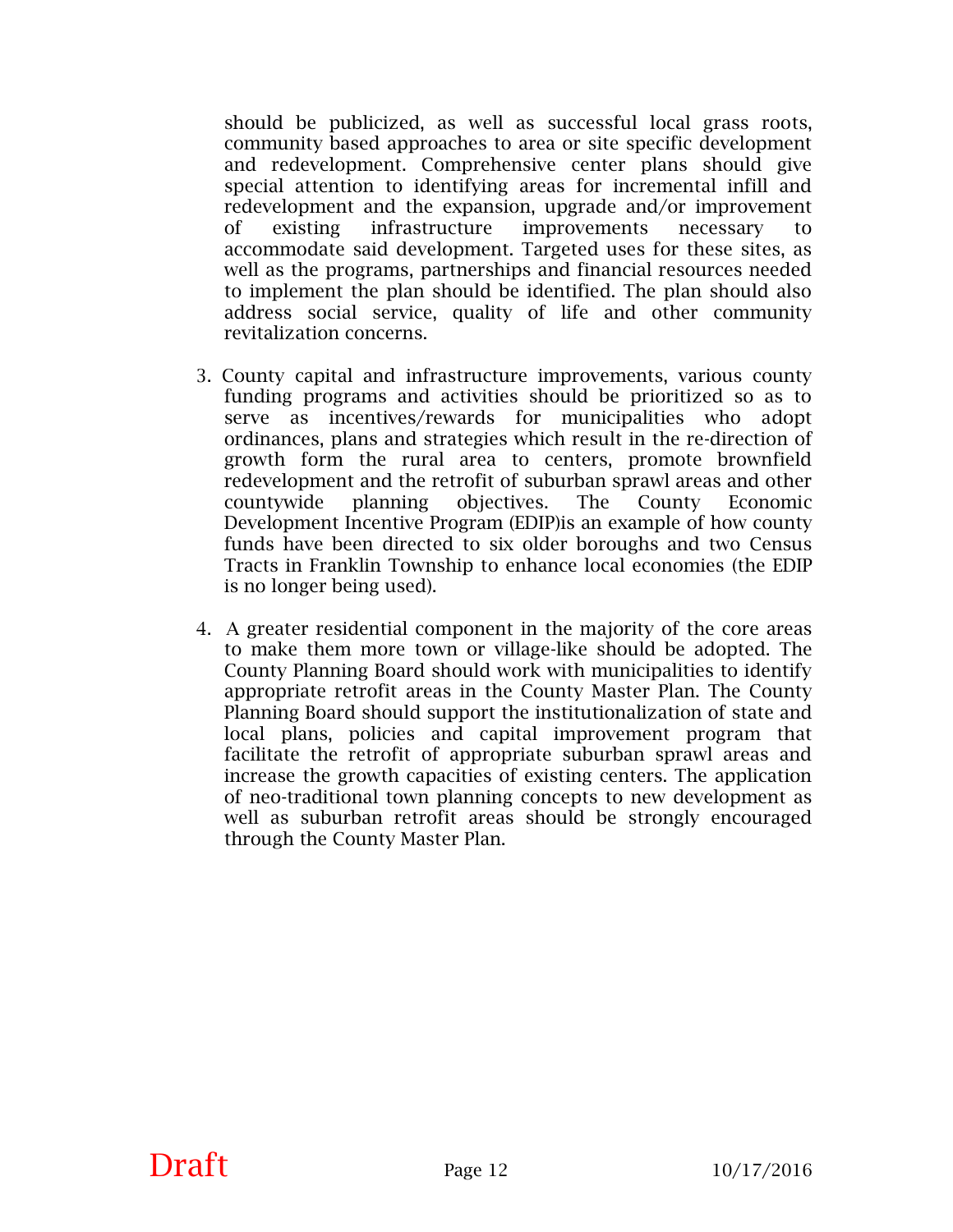should be publicized, as well as successful local grass roots, community based approaches to area or site specific development and redevelopment. Comprehensive center plans should give special attention to identifying areas for incremental infill and redevelopment and the expansion, upgrade and/or improvement of existing infrastructure improvements necessary to accommodate said development. Targeted uses for these sites, as well as the programs, partnerships and financial resources needed to implement the plan should be identified. The plan should also address social service, quality of life and other community revitalization concerns.

3. County capital and infrastructure improvements, various county funding programs and activities should be prioritized so as to serve as incentives/rewards for municipalities who adopt ordinances, plans and strategies which result in the re-direction of growth form the rural area to centers, promote brownfield redevelopment and the retrofit of suburban sprawl areas and other countywide planning objectives. The County Economic Development Incentive Program (EDIP)is an example of how county funds have been directed to six older boroughs and two Census Tracts in Franklin Township to enhance local economies (the EDIP is no longer being used).

4. A greater residential component in the majority of the core areas to make them more town or village-like should be adopted. The County Planning Board should work with municipalities to identify appropriate retrofit areas in the County Master Plan. The County Planning Board should support the institutionalization of state and local plans, policies and capital improvement program that facilitate the retrofit of appropriate suburban sprawl areas and increase the growth capacities of existing centers. The application of neo-traditional town planning concepts to new development as well as suburban retrofit areas should be strongly encouraged through the County Master Plan.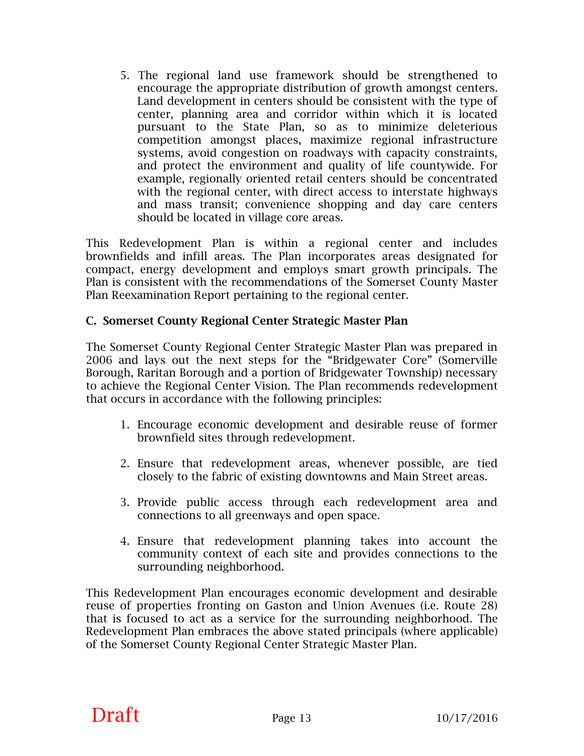5. The regional land use framework should be strengthened to encourage the appropriate distribution of growth amongst centers. Land development in centers should be consistent with the type of center, planning area and corridor within which it is located pursuant to the State Plan, so as to minimize deleterious competition amongst places, maximize regional infrastructure systems, avoid congestion on roadways with capacity constraints, and protect the environment and quality of life countywide. For example, regionally oriented retail centers should be concentrated with the regional center, with direct access to interstate highways and mass transit; convenience shopping and day care centers should be located in village core areas.

This Redevelopment Plan is within a regional center and includes brownfields and infill areas. The Plan incorporates areas designated for compact, energy development and employs smart growth principals. The Plan is consistent with the recommendations of the Somerset County Master Plan Reexamination Report pertaining to the regional center.

### C. Somerset County Regional Center Strategic Master Plan

The Somerset County Regional Center Strategic Master Plan was prepared in 2006 and lays out the next steps for the "Bridgewater Core" (Somerville Borough, Raritan Borough and a portion of Bridgewater Township) necessary to achieve the Regional Center Vision. The Plan recommends redevelopment that occurs in accordance with the following principles:

1. Encourage economic development and desirable reuse of former brownfield sites through redevelopment.

2. Ensure that redevelopment areas, whenever possible, are tied closely to the fabric of existing downtowns and Main Street areas.

3. Provide public access through each redevelopment area and connections to all greenways and open space.

4. Ensure that redevelopment planning takes into account the community context of each site and provides connections to the surrounding neighborhood.

This Redevelopment Plan encourages economic development and desirable reuse of properties fronting on Gaston and Union Avenues (i.e. Route 28) that is focused to act as a service for the surrounding neighborhood. The Redevelopment Plan embraces the above stated principals (where applicable) of the Somerset County Regional Center Strategic Master Plan.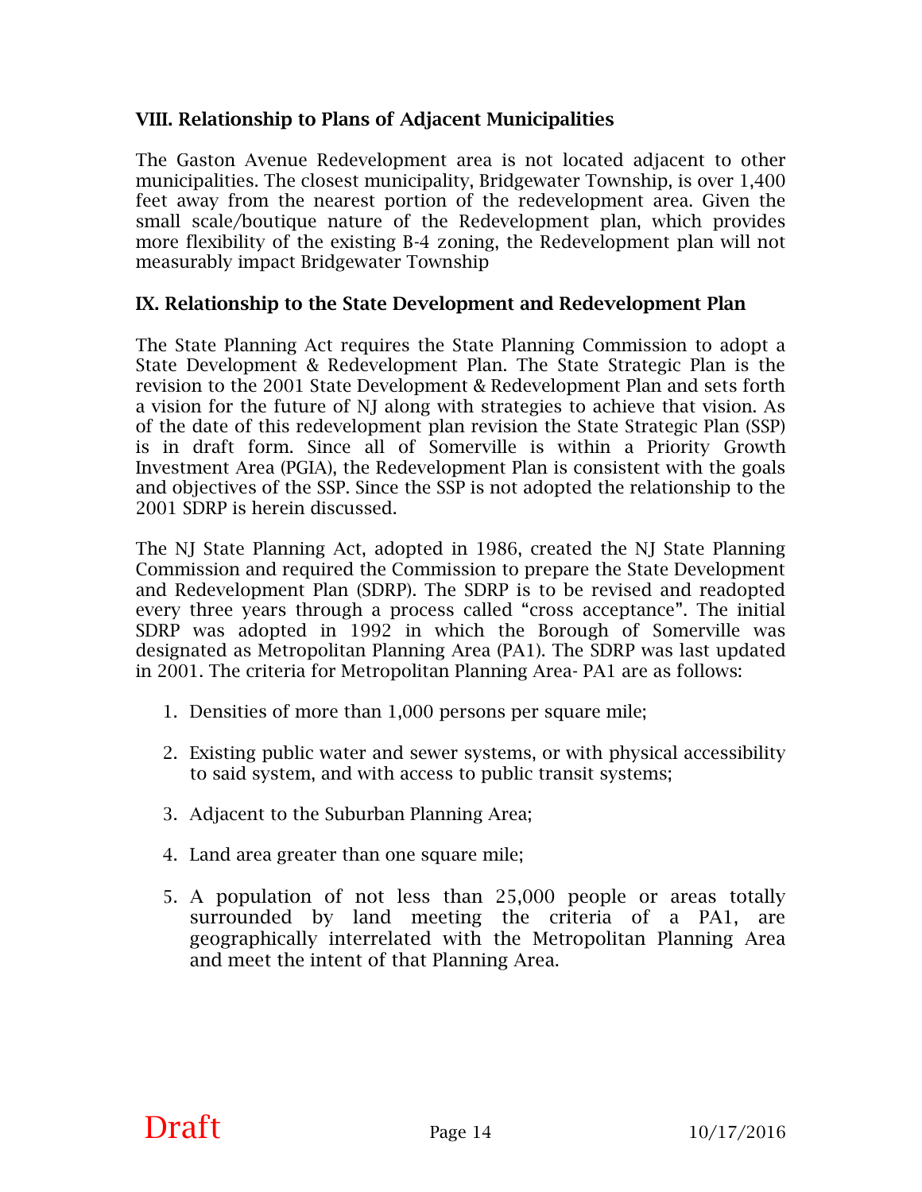## VIII. Relationship to Plans of Adjacent Municipalities

The Gaston Avenue Redevelopment area is not located adjacent to other municipalities. The closest municipality, Bridgewater Township, is over 1,400 feet away from the nearest portion of the redevelopment area. Given the small scale/boutique nature of the Redevelopment plan, which provides more flexibility of the existing B-4 zoning, the Redevelopment plan will not measurably impact Bridgewater Township

## IX. Relationship to the State Development and Redevelopment Plan

The State Planning Act requires the State Planning Commission to adopt a State Development & Redevelopment Plan. The State Strategic Plan is the revision to the 2001 State Development & Redevelopment Plan and sets forth a vision for the future of NJ along with strategies to achieve that vision. As of the date of this redevelopment plan revision the State Strategic Plan (SSP) is in draft form. Since all of Somerville is within a Priority Growth Investment Area (PGIA), the Redevelopment Plan is consistent with the goals and objectives of the SSP. Since the SSP is not adopted the relationship to the 2001 SDRP is herein discussed.

The NJ State Planning Act, adopted in 1986, created the NJ State Planning Commission and required the Commission to prepare the State Development and Redevelopment Plan (SDRP). The SDRP is to be revised and readopted every three years through a process called "cross acceptance". The initial SDRP was adopted in 1992 in which the Borough of Somerville was designated as Metropolitan Planning Area (PA1). The SDRP was last updated in 2001. The criteria for Metropolitan Planning Area- PA1 are as follows:

1. Densities of more than 1,000 persons per square mile;
2. Existing public water and sewer systems, or with physical accessibility to said system, and with access to public transit systems;
3. Adjacent to the Suburban Planning Area;
4. Land area greater than one square mile;
5. A population of not less than 25,000 people or areas totally surrounded by land meeting the criteria of a PA1, are geographically interrelated with the Metropolitan Planning Area and meet the intent of that Planning Area.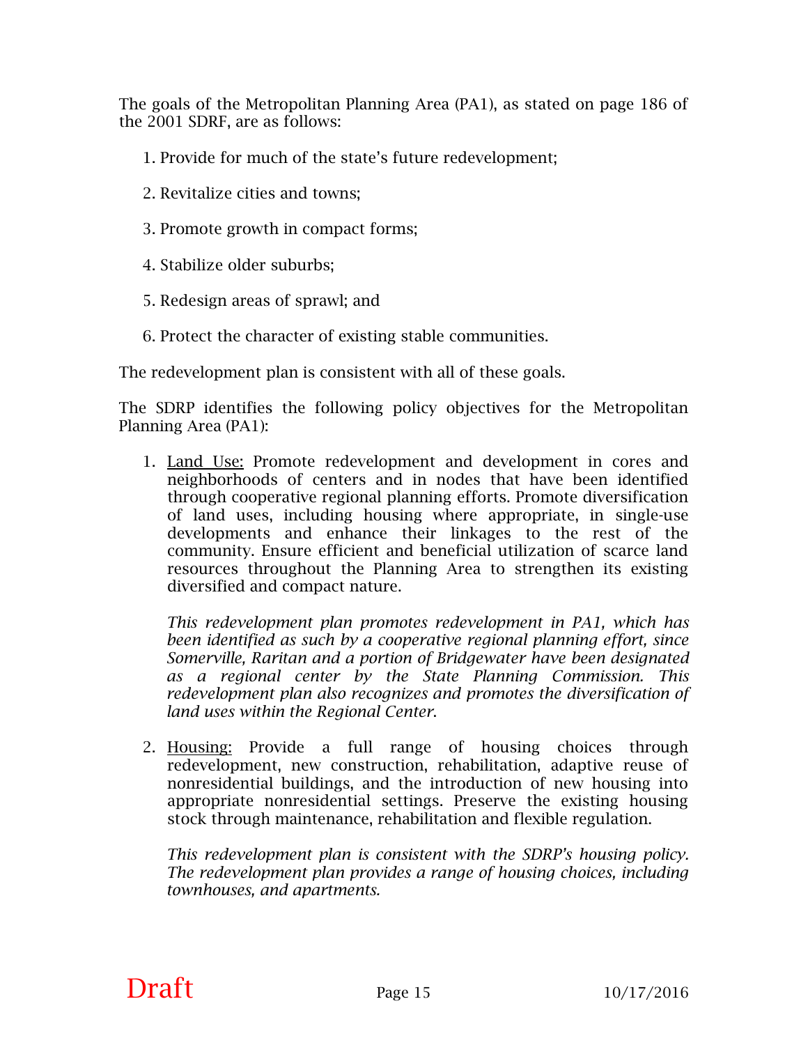The goals of the Metropolitan Planning Area (PA1), as stated on page 186 of the 2001 SDRF, are as follows:

1. Provide for much of the state's future redevelopment;
2. Revitalize cities and towns;
3. Promote growth in compact forms;
4. Stabilize older suburbs;
5. Redesign areas of sprawl; and
6. Protect the character of existing stable communities.

The redevelopment plan is consistent with all of these goals.

The SDRP identifies the following policy objectives for the Metropolitan Planning Area (PA1):

1. Land Use: Promote redevelopment and development in cores and neighborhoods of centers and in nodes that have been identified through cooperative regional planning efforts. Promote diversification of land uses, including housing where appropriate, in single-use developments and enhance their linkages to the rest of the community. Ensure efficient and beneficial utilization of scarce land resources throughout the Planning Area to strengthen its existing diversified and compact nature.

   *This redevelopment plan promotes redevelopment in PA1, which has been identified as such by a cooperative regional planning effort, since Somerville, Raritan and a portion of Bridgewater have been designated as a regional center by the State Planning Commission. This redevelopment plan also recognizes and promotes the diversification of land uses within the Regional Center.*

2. Housing: Provide a full range of housing choices through redevelopment, new construction, rehabilitation, adaptive reuse of nonresidential buildings, and the introduction of new housing into appropriate nonresidential settings. Preserve the existing housing stock through maintenance, rehabilitation and flexible regulation.

   *This redevelopment plan is consistent with the SDRP's housing policy. The redevelopment plan provides a range of housing choices, including townhouses, and apartments.*

Draft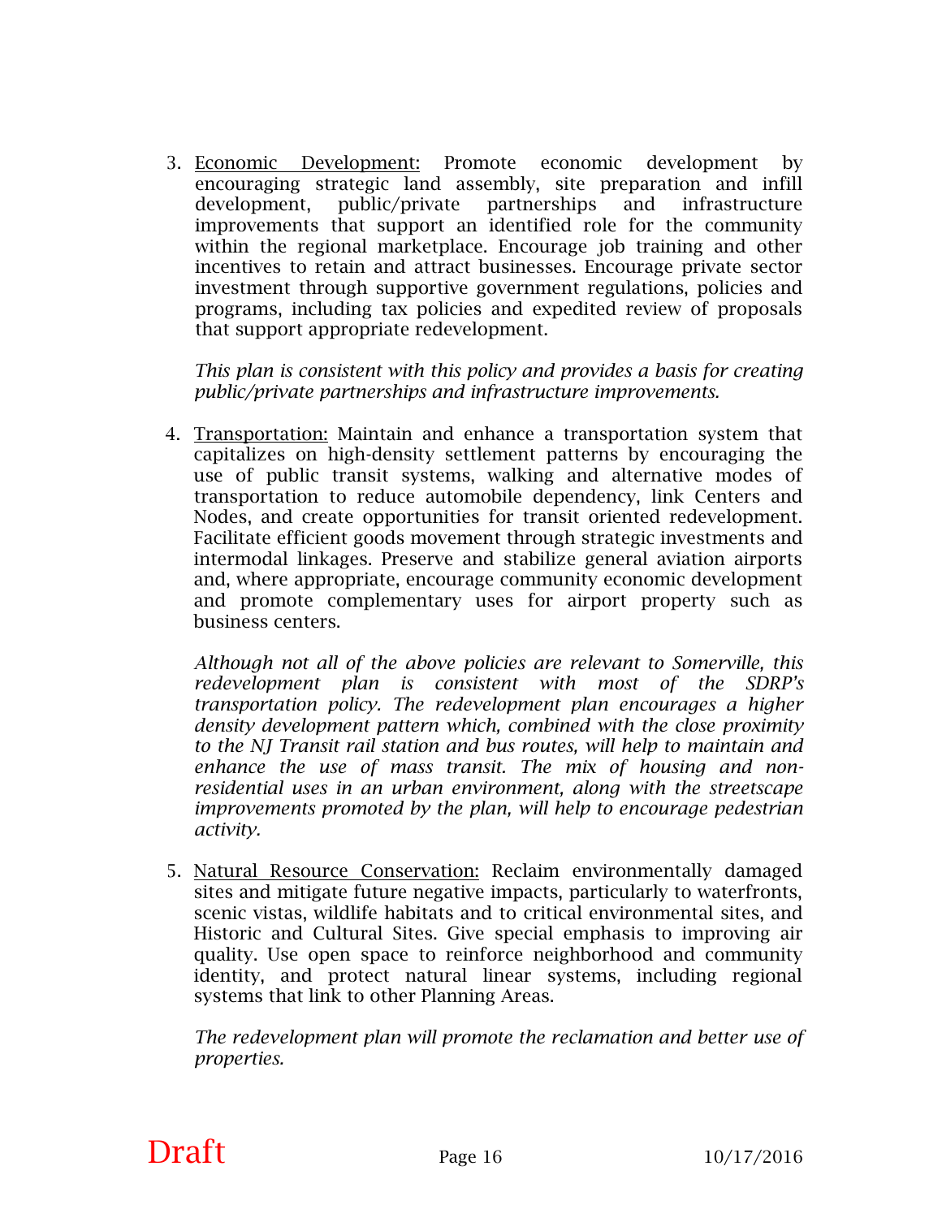3. Economic Development: Promote economic development by encouraging strategic land assembly, site preparation and infill development, public/private partnerships and infrastructure improvements that support an identified role for the community within the regional marketplace. Encourage job training and other incentives to retain and attract businesses. Encourage private sector investment through supportive government regulations, policies and programs, including tax policies and expedited review of proposals that support appropriate redevelopment.

   *This plan is consistent with this policy and provides a basis for creating public/private partnerships and infrastructure improvements.*

4. Transportation: Maintain and enhance a transportation system that capitalizes on high-density settlement patterns by encouraging the use of public transit systems, walking and alternative modes of transportation to reduce automobile dependency, link Centers and Nodes, and create opportunities for transit oriented redevelopment. Facilitate efficient goods movement through strategic investments and intermodal linkages. Preserve and stabilize general aviation airports and, where appropriate, encourage community economic development and promote complementary uses for airport property such as business centers.

   *Although not all of the above policies are relevant to Somerville, this redevelopment plan is consistent with most of the SDRP's transportation policy. The redevelopment plan encourages a higher density development pattern which, combined with the close proximity to the NJ Transit rail station and bus routes, will help to maintain and enhance the use of mass transit. The mix of housing and non-residential uses in an urban environment, along with the streetscape improvements promoted by the plan, will help to encourage pedestrian activity.*

5. Natural Resource Conservation: Reclaim environmentally damaged sites and mitigate future negative impacts, particularly to waterfronts, scenic vistas, wildlife habitats and to critical environmental sites, and Historic and Cultural Sites. Give special emphasis to improving air quality. Use open space to reinforce neighborhood and community identity, and protect natural linear systems, including regional systems that link to other Planning Areas.

   *The redevelopment plan will promote the reclamation and better use of properties.*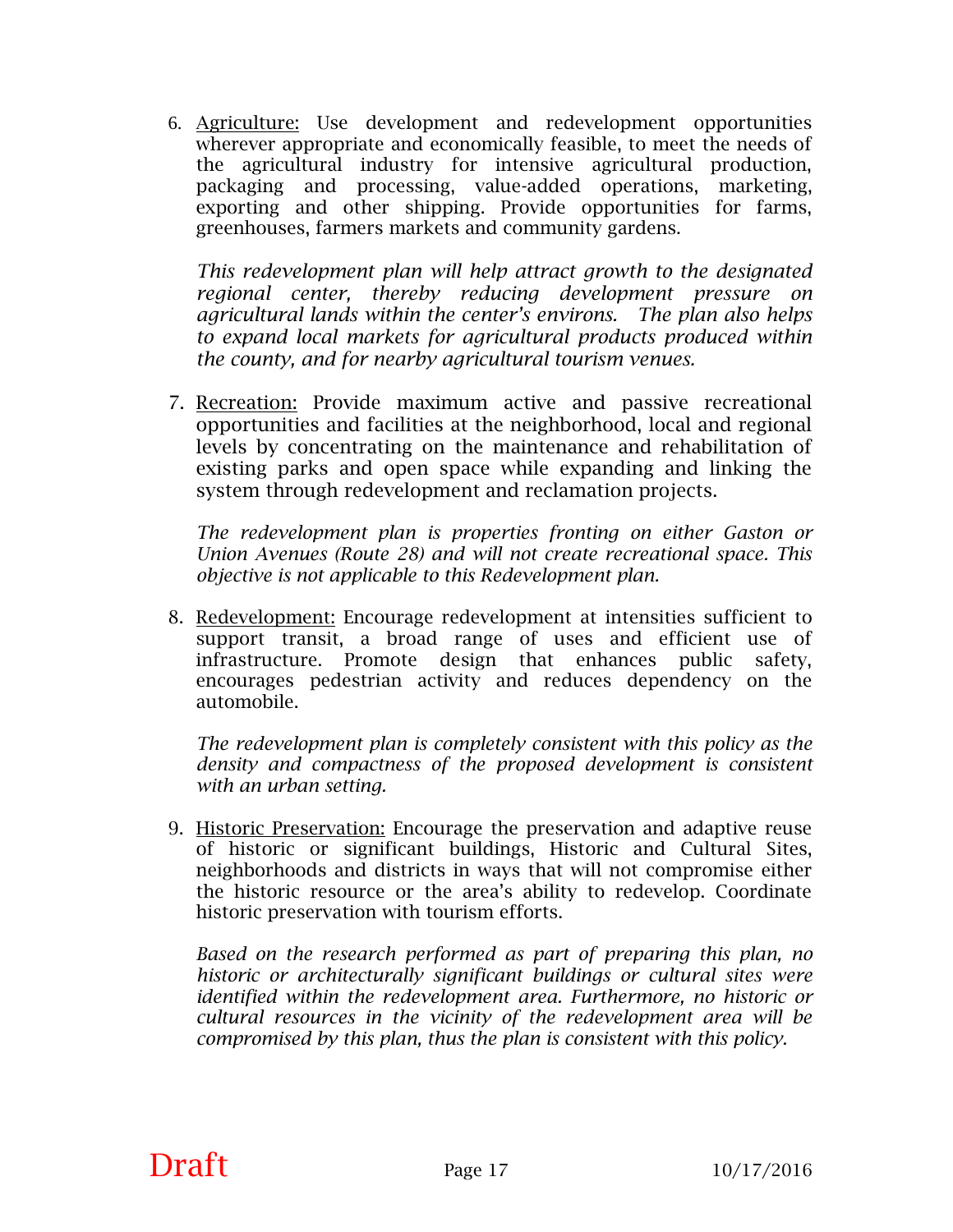6. Agriculture: Use development and redevelopment opportunities wherever appropriate and economically feasible, to meet the needs of the agricultural industry for intensive agricultural production, packaging and processing, value-added operations, marketing, exporting and other shipping. Provide opportunities for farms, greenhouses, farmers markets and community gardens.

   *This redevelopment plan will help attract growth to the designated regional center, thereby reducing development pressure on agricultural lands within the center's environs. The plan also helps to expand local markets for agricultural products produced within the county, and for nearby agricultural tourism venues.*

7. Recreation: Provide maximum active and passive recreational opportunities and facilities at the neighborhood, local and regional levels by concentrating on the maintenance and rehabilitation of existing parks and open space while expanding and linking the system through redevelopment and reclamation projects.

   *The redevelopment plan is properties fronting on either Gaston or Union Avenues (Route 28) and will not create recreational space. This objective is not applicable to this Redevelopment plan.*

8. Redevelopment: Encourage redevelopment at intensities sufficient to support transit, a broad range of uses and efficient use of infrastructure. Promote design that enhances public safety, encourages pedestrian activity and reduces dependency on the automobile.

   *The redevelopment plan is completely consistent with this policy as the density and compactness of the proposed development is consistent with an urban setting.*

9. Historic Preservation: Encourage the preservation and adaptive reuse of historic or significant buildings, Historic and Cultural Sites, neighborhoods and districts in ways that will not compromise either the historic resource or the area's ability to redevelop. Coordinate historic preservation with tourism efforts.

   *Based on the research performed as part of preparing this plan, no historic or architecturally significant buildings or cultural sites were identified within the redevelopment area. Furthermore, no historic or cultural resources in the vicinity of the redevelopment area will be compromised by this plan, thus the plan is consistent with this policy.*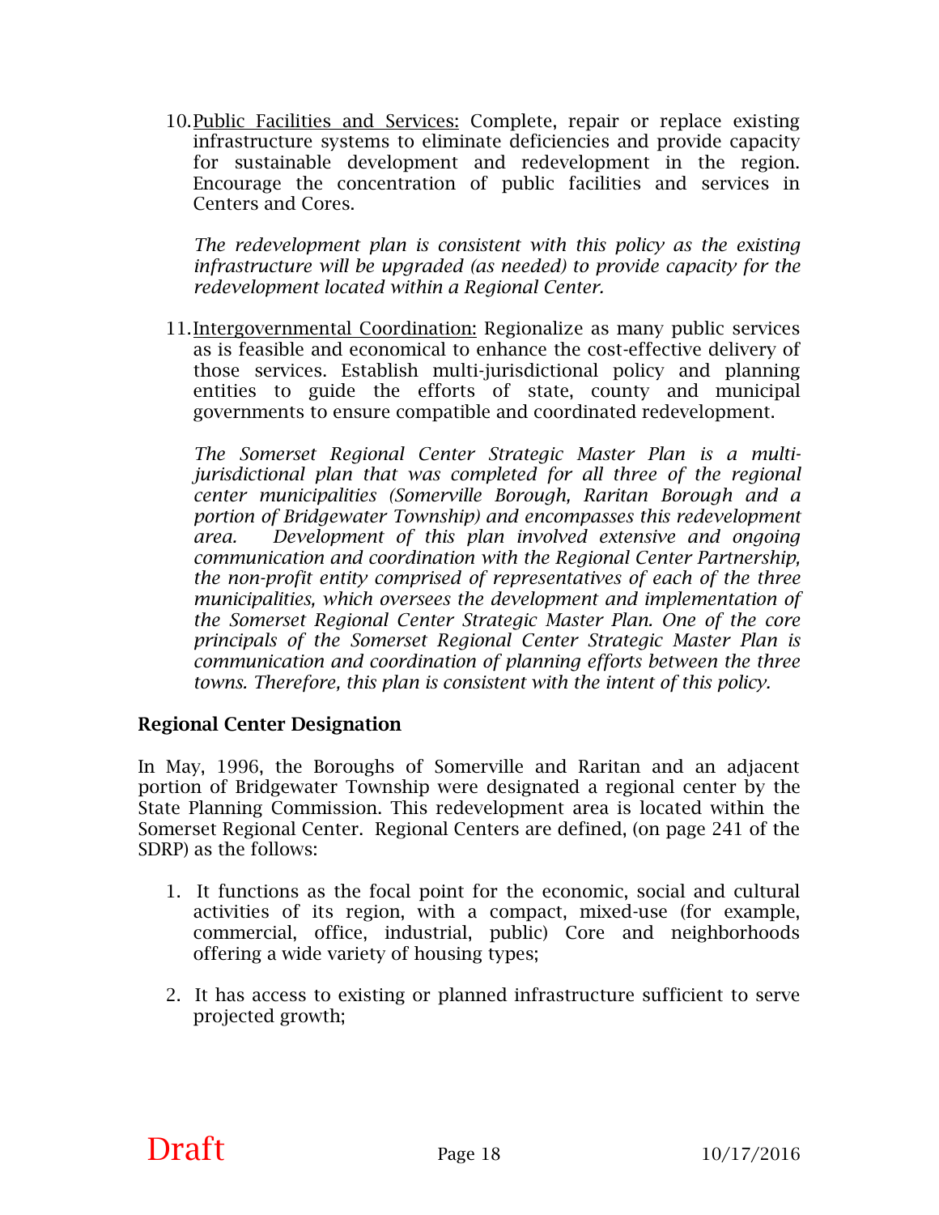10. <u>Public Facilities and Services:</u> Complete, repair or replace existing infrastructure systems to eliminate deficiencies and provide capacity for sustainable development and redevelopment in the region. Encourage the concentration of public facilities and services in Centers and Cores.

    *The redevelopment plan is consistent with this policy as the existing infrastructure will be upgraded (as needed) to provide capacity for the redevelopment located within a Regional Center.*

11. <u>Intergovernmental Coordination:</u> Regionalize as many public services as is feasible and economical to enhance the cost-effective delivery of those services. Establish multi-jurisdictional policy and planning entities to guide the efforts of state, county and municipal governments to ensure compatible and coordinated redevelopment.

    *The Somerset Regional Center Strategic Master Plan is a multi-jurisdictional plan that was completed for all three of the regional center municipalities (Somerville Borough, Raritan Borough and a portion of Bridgewater Township) and encompasses this redevelopment area. Development of this plan involved extensive and ongoing communication and coordination with the Regional Center Partnership, the non-profit entity comprised of representatives of each of the three municipalities, which oversees the development and implementation of the Somerset Regional Center Strategic Master Plan. One of the core principals of the Somerset Regional Center Strategic Master Plan is communication and coordination of planning efforts between the three towns. Therefore, this plan is consistent with the intent of this policy.*

**Regional Center Designation**

In May, 1996, the Boroughs of Somerville and Raritan and an adjacent portion of Bridgewater Township were designated a regional center by the State Planning Commission. This redevelopment area is located within the Somerset Regional Center. Regional Centers are defined, (on page 241 of the SDRP) as the follows:

1. It functions as the focal point for the economic, social and cultural activities of its region, with a compact, mixed-use (for example, commercial, office, industrial, public) Core and neighborhoods offering a wide variety of housing types;

2. It has access to existing or planned infrastructure sufficient to serve projected growth;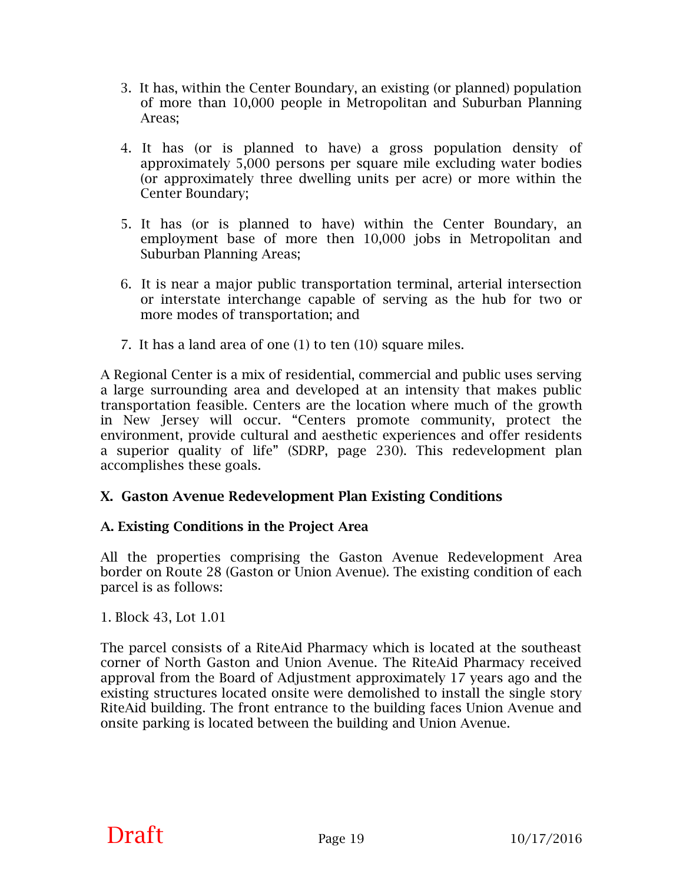3. It has, within the Center Boundary, an existing (or planned) population of more than 10,000 people in Metropolitan and Suburban Planning Areas;

4. It has (or is planned to have) a gross population density of approximately 5,000 persons per square mile excluding water bodies (or approximately three dwelling units per acre) or more within the Center Boundary;

5. It has (or is planned to have) within the Center Boundary, an employment base of more then 10,000 jobs in Metropolitan and Suburban Planning Areas;

6. It is near a major public transportation terminal, arterial intersection or interstate interchange capable of serving as the hub for two or more modes of transportation; and

7. It has a land area of one (1) to ten (10) square miles.

A Regional Center is a mix of residential, commercial and public uses serving a large surrounding area and developed at an intensity that makes public transportation feasible. Centers are the location where much of the growth in New Jersey will occur. "Centers promote community, protect the environment, provide cultural and aesthetic experiences and offer residents a superior quality of life" (SDRP, page 230). This redevelopment plan accomplishes these goals.

## X. Gaston Avenue Redevelopment Plan Existing Conditions

### A. Existing Conditions in the Project Area

All the properties comprising the Gaston Avenue Redevelopment Area border on Route 28 (Gaston or Union Avenue). The existing condition of each parcel is as follows:

1. Block 43, Lot 1.01

The parcel consists of a RiteAid Pharmacy which is located at the southeast corner of North Gaston and Union Avenue. The RiteAid Pharmacy received approval from the Board of Adjustment approximately 17 years ago and the existing structures located onsite were demolished to install the single story RiteAid building. The front entrance to the building faces Union Avenue and onsite parking is located between the building and Union Avenue.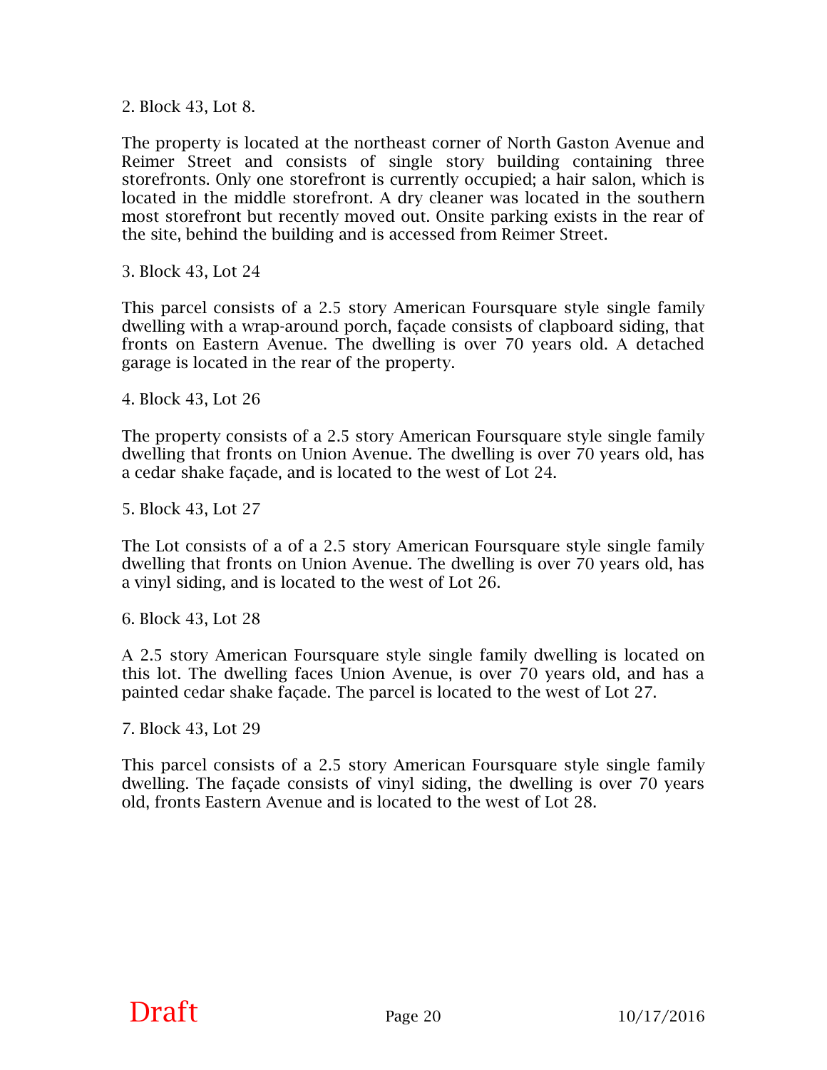2. Block 43, Lot 8.

The property is located at the northeast corner of North Gaston Avenue and Reimer Street and consists of single story building containing three storefronts. Only one storefront is currently occupied; a hair salon, which is located in the middle storefront. A dry cleaner was located in the southern most storefront but recently moved out. Onsite parking exists in the rear of the site, behind the building and is accessed from Reimer Street.

3. Block 43, Lot 24

This parcel consists of a 2.5 story American Foursquare style single family dwelling with a wrap-around porch, façade consists of clapboard siding, that fronts on Eastern Avenue. The dwelling is over 70 years old. A detached garage is located in the rear of the property.

4. Block 43, Lot 26

The property consists of a 2.5 story American Foursquare style single family dwelling that fronts on Union Avenue. The dwelling is over 70 years old, has a cedar shake façade, and is located to the west of Lot 24.

5. Block 43, Lot 27

The Lot consists of a of a 2.5 story American Foursquare style single family dwelling that fronts on Union Avenue. The dwelling is over 70 years old, has a vinyl siding, and is located to the west of Lot 26.

6. Block 43, Lot 28

A 2.5 story American Foursquare style single family dwelling is located on this lot. The dwelling faces Union Avenue, is over 70 years old, and has a painted cedar shake façade. The parcel is located to the west of Lot 27.

7. Block 43, Lot 29

This parcel consists of a 2.5 story American Foursquare style single family dwelling. The façade consists of vinyl siding, the dwelling is over 70 years old, fronts Eastern Avenue and is located to the west of Lot 28.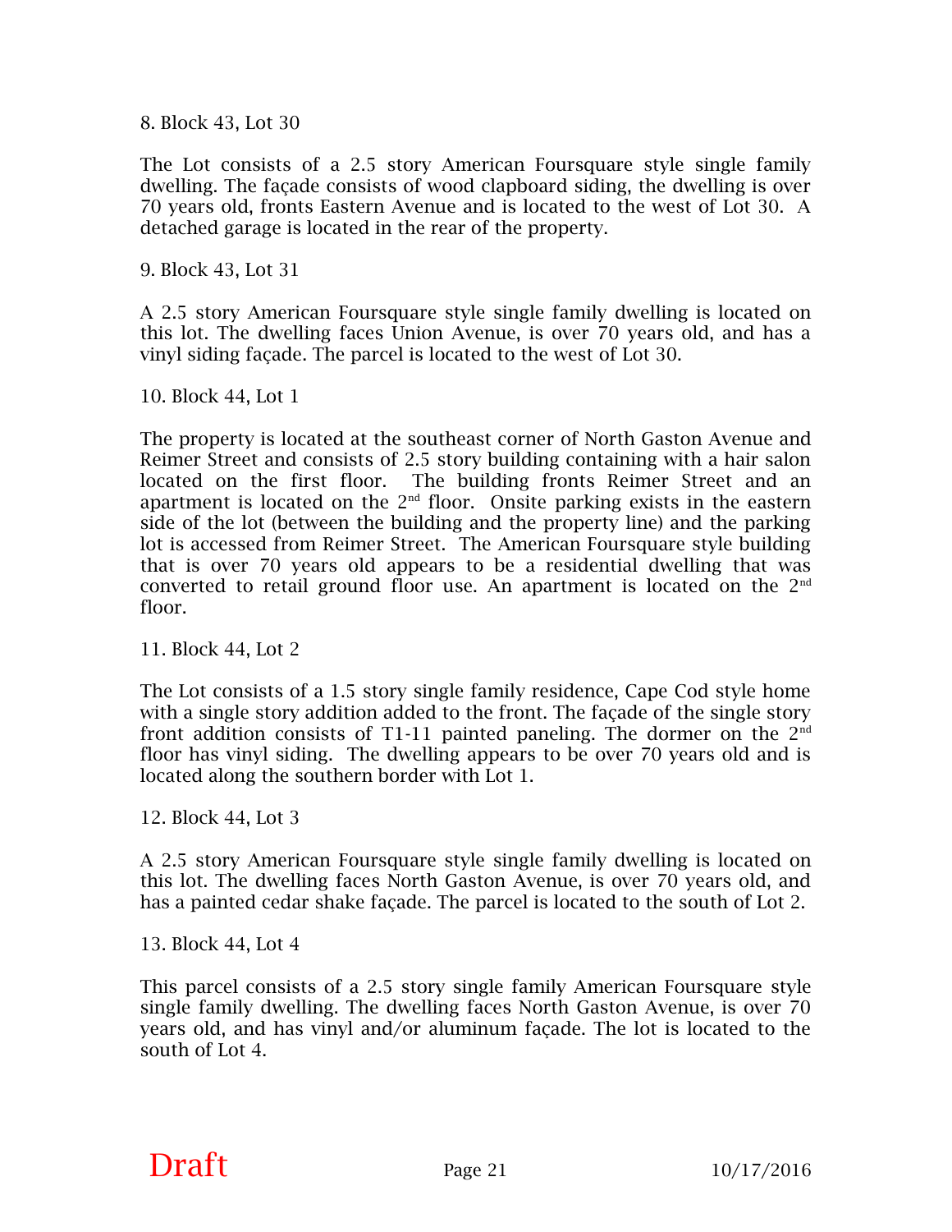8. Block 43, Lot 30

The Lot consists of a 2.5 story American Foursquare style single family dwelling. The façade consists of wood clapboard siding, the dwelling is over 70 years old, fronts Eastern Avenue and is located to the west of Lot 30. A detached garage is located in the rear of the property.

9. Block 43, Lot 31

A 2.5 story American Foursquare style single family dwelling is located on this lot. The dwelling faces Union Avenue, is over 70 years old, and has a vinyl siding façade. The parcel is located to the west of Lot 30.

10. Block 44, Lot 1

The property is located at the southeast corner of North Gaston Avenue and Reimer Street and consists of 2.5 story building containing with a hair salon located on the first floor. The building fronts Reimer Street and an apartment is located on the 2nd floor. Onsite parking exists in the eastern side of the lot (between the building and the property line) and the parking lot is accessed from Reimer Street. The American Foursquare style building that is over 70 years old appears to be a residential dwelling that was converted to retail ground floor use. An apartment is located on the 2nd floor.

11. Block 44, Lot 2

The Lot consists of a 1.5 story single family residence, Cape Cod style home with a single story addition added to the front. The façade of the single story front addition consists of T1-11 painted paneling. The dormer on the 2nd floor has vinyl siding. The dwelling appears to be over 70 years old and is located along the southern border with Lot 1.

12. Block 44, Lot 3

A 2.5 story American Foursquare style single family dwelling is located on this lot. The dwelling faces North Gaston Avenue, is over 70 years old, and has a painted cedar shake façade. The parcel is located to the south of Lot 2.

13. Block 44, Lot 4

This parcel consists of a 2.5 story single family American Foursquare style single family dwelling. The dwelling faces North Gaston Avenue, is over 70 years old, and has vinyl and/or aluminum façade. The lot is located to the south of Lot 4.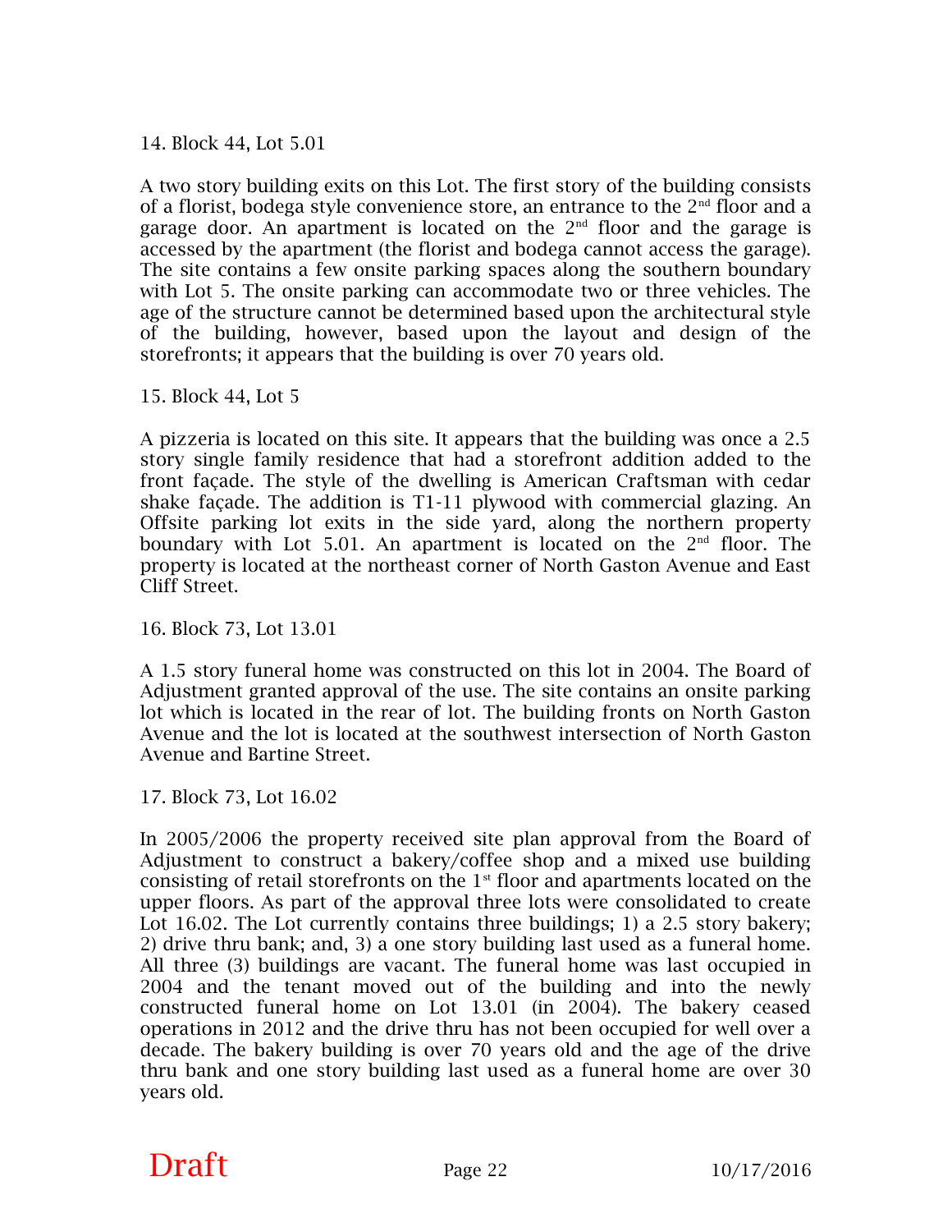14. Block 44, Lot 5.01

A two story building exits on this Lot. The first story of the building consists of a florist, bodega style convenience store, an entrance to the 2nd floor and a garage door. An apartment is located on the 2nd floor and the garage is accessed by the apartment (the florist and bodega cannot access the garage). The site contains a few onsite parking spaces along the southern boundary with Lot 5. The onsite parking can accommodate two or three vehicles. The age of the structure cannot be determined based upon the architectural style of the building, however, based upon the layout and design of the storefronts; it appears that the building is over 70 years old.

15. Block 44, Lot 5

A pizzeria is located on this site. It appears that the building was once a 2.5 story single family residence that had a storefront addition added to the front façade. The style of the dwelling is American Craftsman with cedar shake façade. The addition is T1-11 plywood with commercial glazing. An Offsite parking lot exits in the side yard, along the northern property boundary with Lot 5.01. An apartment is located on the 2nd floor. The property is located at the northeast corner of North Gaston Avenue and East Cliff Street.

16. Block 73, Lot 13.01

A 1.5 story funeral home was constructed on this lot in 2004. The Board of Adjustment granted approval of the use. The site contains an onsite parking lot which is located in the rear of lot. The building fronts on North Gaston Avenue and the lot is located at the southwest intersection of North Gaston Avenue and Bartine Street.

17. Block 73, Lot 16.02

In 2005/2006 the property received site plan approval from the Board of Adjustment to construct a bakery/coffee shop and a mixed use building consisting of retail storefronts on the 1st floor and apartments located on the upper floors. As part of the approval three lots were consolidated to create Lot 16.02. The Lot currently contains three buildings; 1) a 2.5 story bakery; 2) drive thru bank; and, 3) a one story building last used as a funeral home. All three (3) buildings are vacant. The funeral home was last occupied in 2004 and the tenant moved out of the building and into the newly constructed funeral home on Lot 13.01 (in 2004). The bakery ceased operations in 2012 and the drive thru has not been occupied for well over a decade. The bakery building is over 70 years old and the age of the drive thru bank and one story building last used as a funeral home are over 30 years old.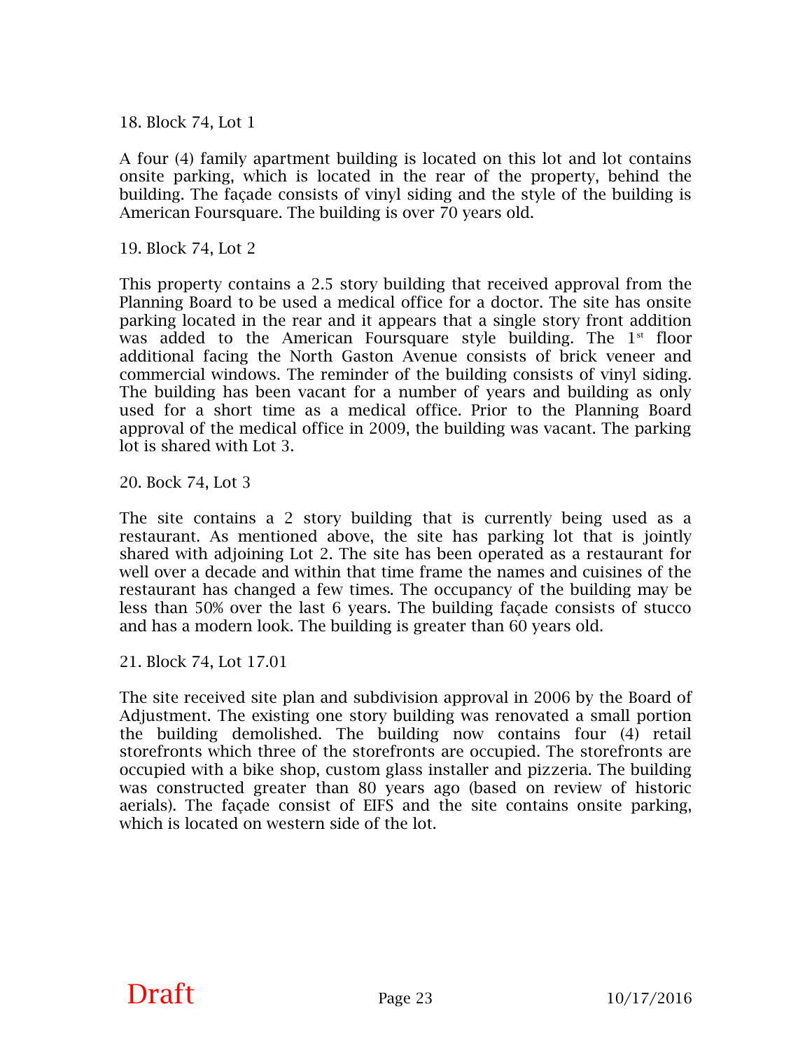18. Block 74, Lot 1

A four (4) family apartment building is located on this lot and lot contains onsite parking, which is located in the rear of the property, behind the building. The façade consists of vinyl siding and the style of the building is American Foursquare. The building is over 70 years old.

19. Block 74, Lot 2

This property contains a 2.5 story building that received approval from the Planning Board to be used a medical office for a doctor. The site has onsite parking located in the rear and it appears that a single story front addition was added to the American Foursquare style building. The 1st floor additional facing the North Gaston Avenue consists of brick veneer and commercial windows. The reminder of the building consists of vinyl siding. The building has been vacant for a number of years and building as only used for a short time as a medical office. Prior to the Planning Board approval of the medical office in 2009, the building was vacant. The parking lot is shared with Lot 3.

20. Bock 74, Lot 3

The site contains a 2 story building that is currently being used as a restaurant. As mentioned above, the site has parking lot that is jointly shared with adjoining Lot 2. The site has been operated as a restaurant for well over a decade and within that time frame the names and cuisines of the restaurant has changed a few times. The occupancy of the building may be less than 50% over the last 6 years. The building façade consists of stucco and has a modern look. The building is greater than 60 years old.

21. Block 74, Lot 17.01

The site received site plan and subdivision approval in 2006 by the Board of Adjustment. The existing one story building was renovated a small portion the building demolished. The building now contains four (4) retail storefronts which three of the storefronts are occupied. The storefronts are occupied with a bike shop, custom glass installer and pizzeria. The building was constructed greater than 80 years ago (based on review of historic aerials). The façade consist of EIFS and the site contains onsite parking, which is located on western side of the lot.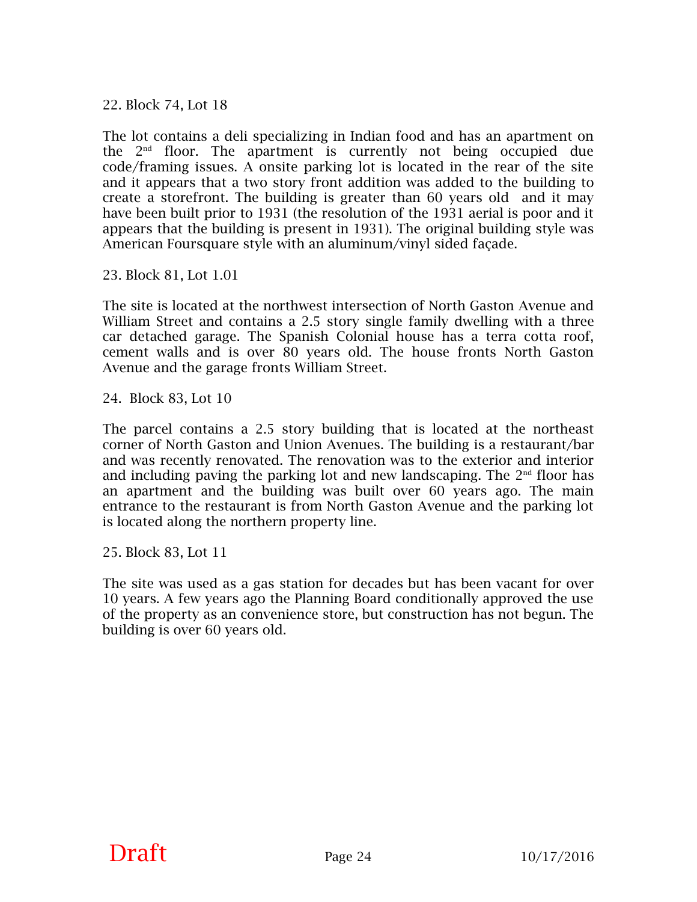22. Block 74, Lot 18

The lot contains a deli specializing in Indian food and has an apartment on the 2nd floor. The apartment is currently not being occupied due code/framing issues. A onsite parking lot is located in the rear of the site and it appears that a two story front addition was added to the building to create a storefront. The building is greater than 60 years old and it may have been built prior to 1931 (the resolution of the 1931 aerial is poor and it appears that the building is present in 1931). The original building style was American Foursquare style with an aluminum/vinyl sided façade.

23. Block 81, Lot 1.01

The site is located at the northwest intersection of North Gaston Avenue and William Street and contains a 2.5 story single family dwelling with a three car detached garage. The Spanish Colonial house has a terra cotta roof, cement walls and is over 80 years old. The house fronts North Gaston Avenue and the garage fronts William Street.

24. Block 83, Lot 10

The parcel contains a 2.5 story building that is located at the northeast corner of North Gaston and Union Avenues. The building is a restaurant/bar and was recently renovated. The renovation was to the exterior and interior and including paving the parking lot and new landscaping. The 2nd floor has an apartment and the building was built over 60 years ago. The main entrance to the restaurant is from North Gaston Avenue and the parking lot is located along the northern property line.

25. Block 83, Lot 11

The site was used as a gas station for decades but has been vacant for over 10 years. A few years ago the Planning Board conditionally approved the use of the property as an convenience store, but construction has not begun. The building is over 60 years old.

Draft 10/17/2016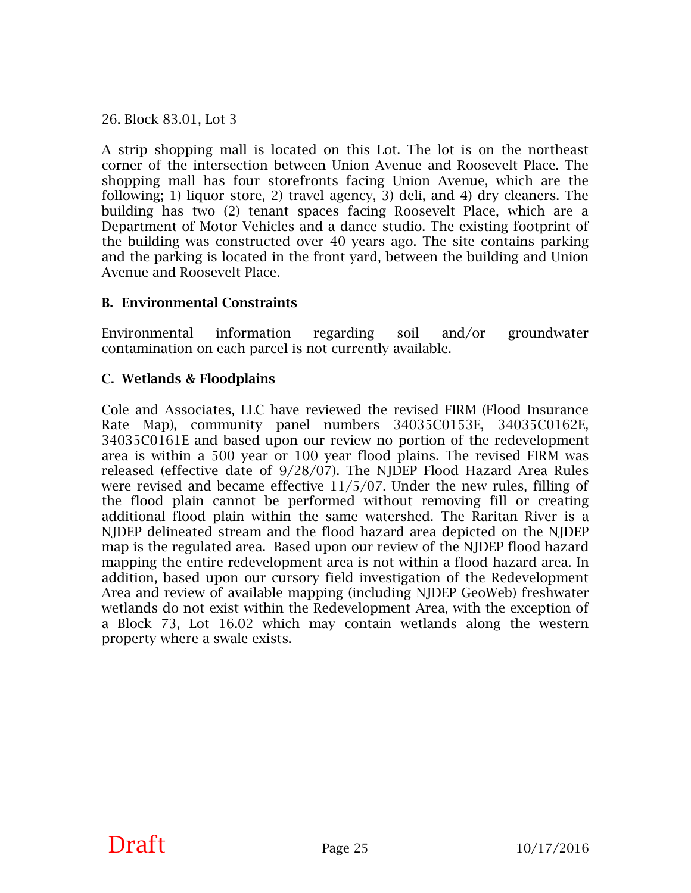26. Block 83.01, Lot 3

A strip shopping mall is located on this Lot. The lot is on the northeast corner of the intersection between Union Avenue and Roosevelt Place. The shopping mall has four storefronts facing Union Avenue, which are the following; 1) liquor store, 2) travel agency, 3) deli, and 4) dry cleaners. The building has two (2) tenant spaces facing Roosevelt Place, which are a Department of Motor Vehicles and a dance studio. The existing footprint of the building was constructed over 40 years ago. The site contains parking and the parking is located in the front yard, between the building and Union Avenue and Roosevelt Place.

## B. Environmental Constraints

Environmental information regarding soil and/or groundwater contamination on each parcel is not currently available.

## C. Wetlands & Floodplains

Cole and Associates, LLC have reviewed the revised FIRM (Flood Insurance Rate Map), community panel numbers 34035C0153E, 34035C0162E, 34035C0161E and based upon our review no portion of the redevelopment area is within a 500 year or 100 year flood plains. The revised FIRM was released (effective date of 9/28/07). The NJDEP Flood Hazard Area Rules were revised and became effective 11/5/07. Under the new rules, filling of the flood plain cannot be performed without removing fill or creating additional flood plain within the same watershed. The Raritan River is a NJDEP delineated stream and the flood hazard area depicted on the NJDEP map is the regulated area. Based upon our review of the NJDEP flood hazard mapping the entire redevelopment area is not within a flood hazard area. In addition, based upon our cursory field investigation of the Redevelopment Area and review of available mapping (including NJDEP GeoWeb) freshwater wetlands do not exist within the Redevelopment Area, with the exception of a Block 73, Lot 16.02 which may contain wetlands along the western property where a swale exists.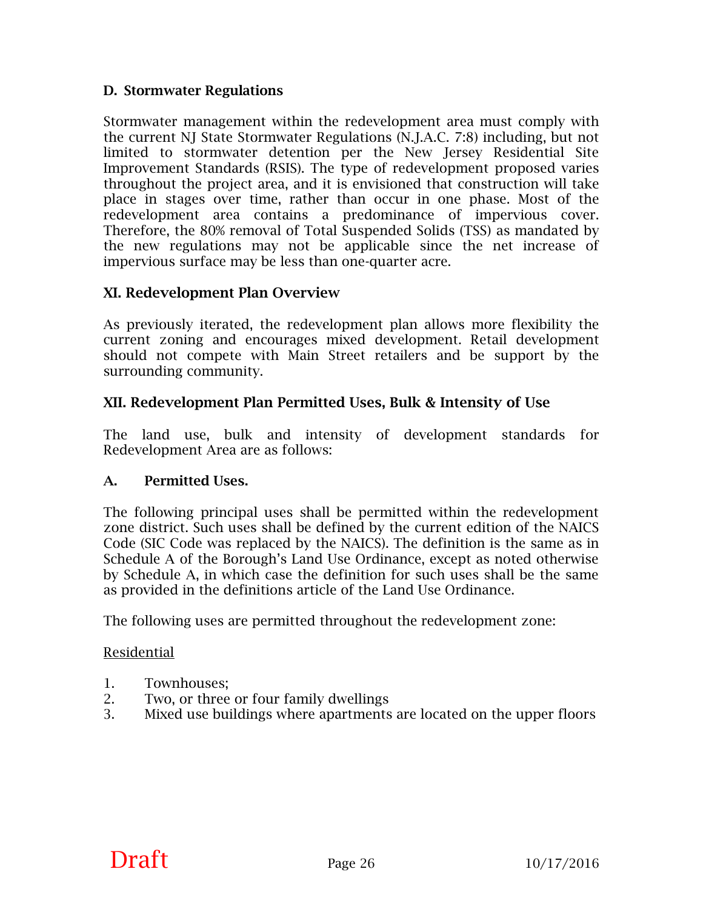### D. Stormwater Regulations

Stormwater management within the redevelopment area must comply with the current NJ State Stormwater Regulations (N.J.A.C. 7:8) including, but not limited to stormwater detention per the New Jersey Residential Site Improvement Standards (RSIS). The type of redevelopment proposed varies throughout the project area, and it is envisioned that construction will take place in stages over time, rather than occur in one phase. Most of the redevelopment area contains a predominance of impervious cover. Therefore, the 80% removal of Total Suspended Solids (TSS) as mandated by the new regulations may not be applicable since the net increase of impervious surface may be less than one-quarter acre.

## XI. Redevelopment Plan Overview

As previously iterated, the redevelopment plan allows more flexibility the current zoning and encourages mixed development. Retail development should not compete with Main Street retailers and be support by the surrounding community.

## XII. Redevelopment Plan Permitted Uses, Bulk & Intensity of Use

The land use, bulk and intensity of development standards for Redevelopment Area are as follows:

### A. Permitted Uses.

The following principal uses shall be permitted within the redevelopment zone district. Such uses shall be defined by the current edition of the NAICS Code (SIC Code was replaced by the NAICS). The definition is the same as in Schedule A of the Borough's Land Use Ordinance, except as noted otherwise by Schedule A, in which case the definition for such uses shall be the same as provided in the definitions article of the Land Use Ordinance.

The following uses are permitted throughout the redevelopment zone:

Residential

1. Townhouses;
2. Two, or three or four family dwellings
3. Mixed use buildings where apartments are located on the upper floors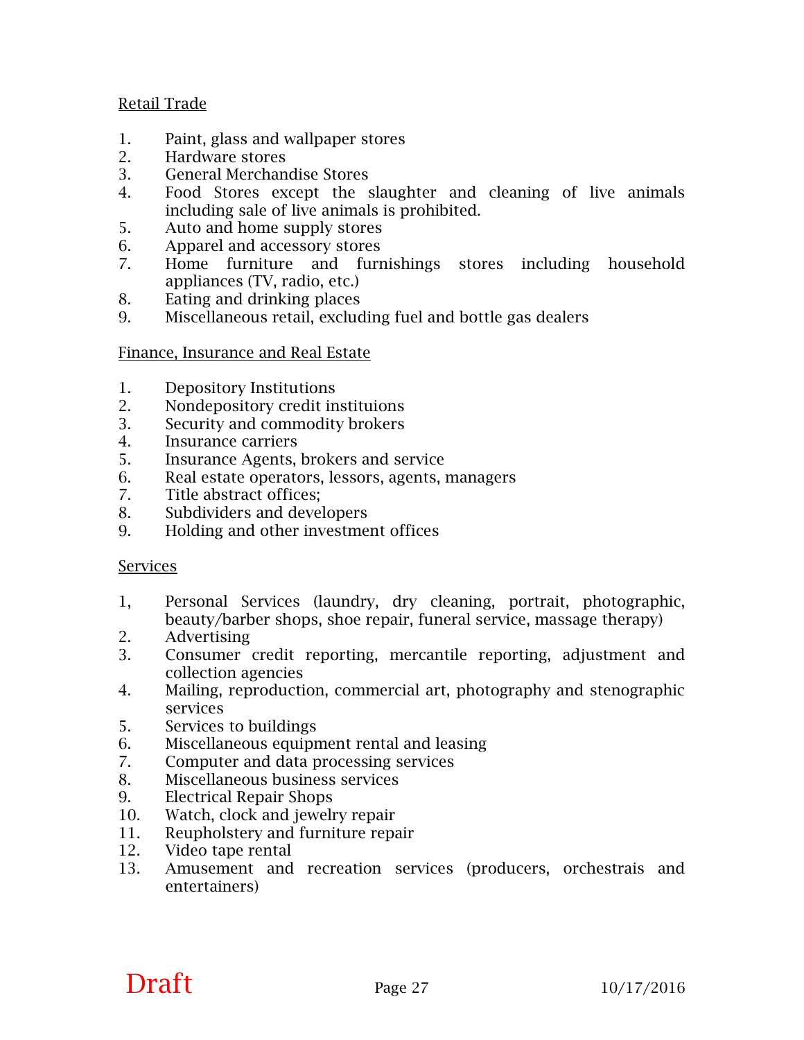<u>Retail Trade</u>

1. Paint, glass and wallpaper stores
2. Hardware stores
3. General Merchandise Stores
4. Food Stores except the slaughter and cleaning of live animals including sale of live animals is prohibited.
5. Auto and home supply stores
6. Apparel and accessory stores
7. Home furniture and furnishings stores including household appliances (TV, radio, etc.)
8. Eating and drinking places
9. Miscellaneous retail, excluding fuel and bottle gas dealers

<u>Finance, Insurance and Real Estate</u>

1. Depository Institutions
2. Nondepository credit instituions
3. Security and commodity brokers
4. Insurance carriers
5. Insurance Agents, brokers and service
6. Real estate operators, lessors, agents, managers
7. Title abstract offices;
8. Subdividers and developers
9. Holding and other investment offices

<u>Services</u>

1, Personal Services (laundry, dry cleaning, portrait, photographic, beauty/barber shops, shoe repair, funeral service, massage therapy)
2. Advertising
3. Consumer credit reporting, mercantile reporting, adjustment and collection agencies
4. Mailing, reproduction, commercial art, photography and stenographic services
5. Services to buildings
6. Miscellaneous equipment rental and leasing
7. Computer and data processing services
8. Miscellaneous business services
9. Electrical Repair Shops
10. Watch, clock and jewelry repair
11. Reupholstery and furniture repair
12. Video tape rental
13. Amusement and recreation services (producers, orchestrais and entertainers)

Draft 10/17/2016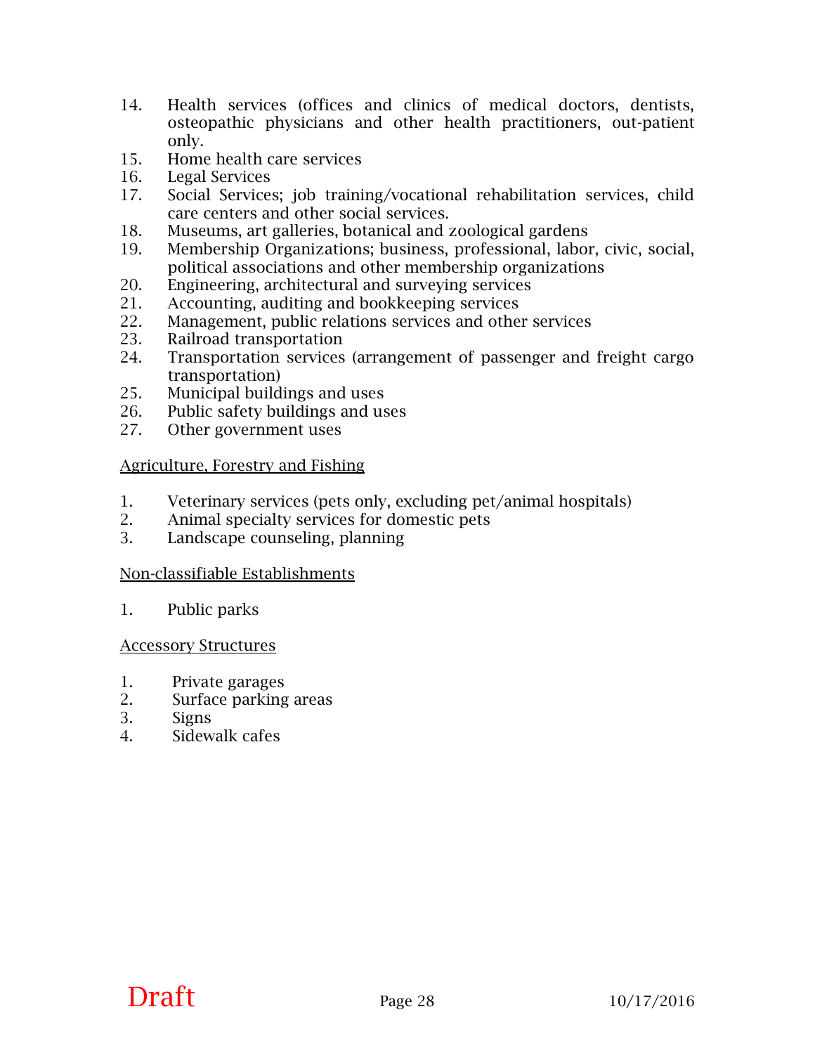14. Health services (offices and clinics of medical doctors, dentists, osteopathic physicians and other health practitioners, out-patient only.
15. Home health care services
16. Legal Services
17. Social Services; job training/vocational rehabilitation services, child care centers and other social services.
18. Museums, art galleries, botanical and zoological gardens
19. Membership Organizations; business, professional, labor, civic, social, political associations and other membership organizations
20. Engineering, architectural and surveying services
21. Accounting, auditing and bookkeeping services
22. Management, public relations services and other services
23. Railroad transportation
24. Transportation services (arrangement of passenger and freight cargo transportation)
25. Municipal buildings and uses
26. Public safety buildings and uses
27. Other government uses

<u>Agriculture, Forestry and Fishing</u>

1. Veterinary services (pets only, excluding pet/animal hospitals)
2. Animal specialty services for domestic pets
3. Landscape counseling, planning

<u>Non-classifiable Establishments</u>

1. Public parks

<u>Accessory Structures</u>

1. Private garages
2. Surface parking areas
3. Signs
4. Sidewalk cafes

Draft 10/17/2016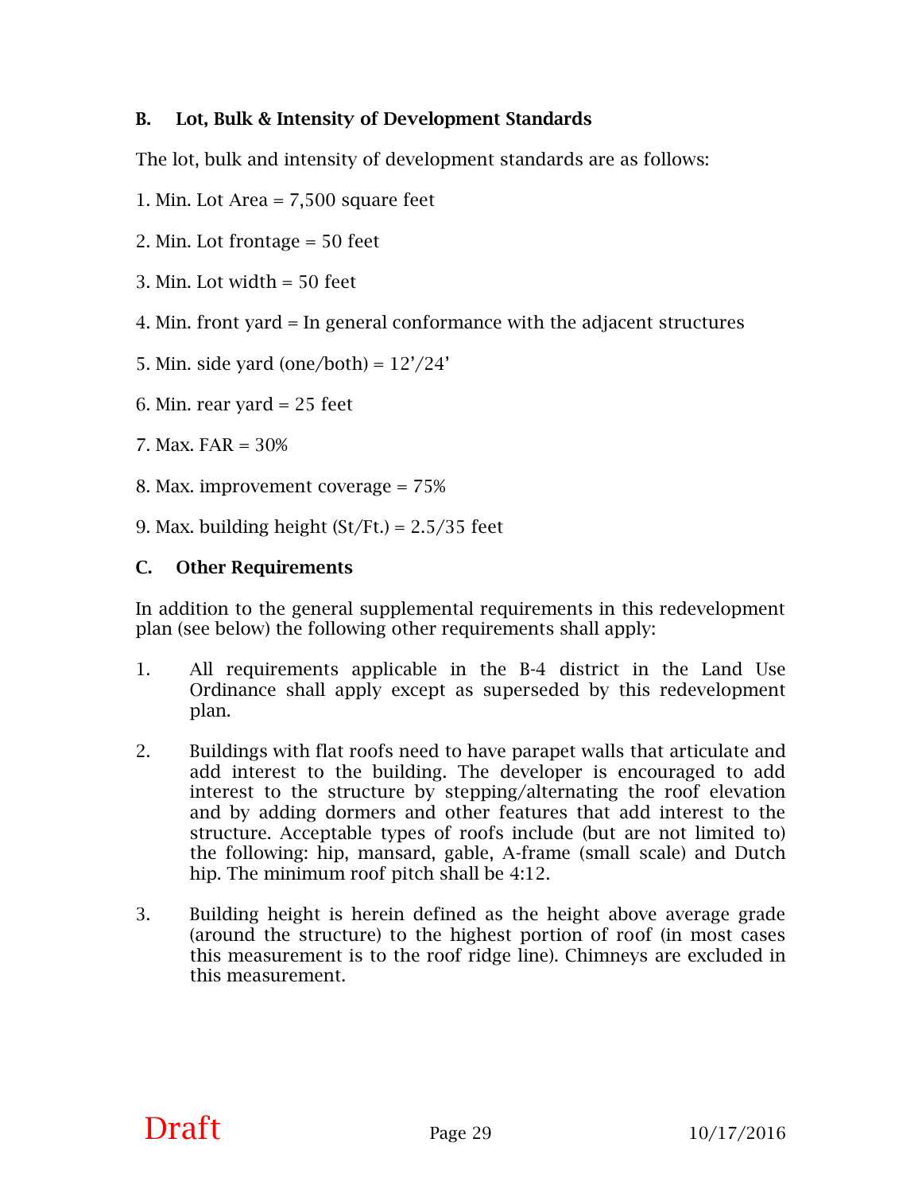### B. Lot, Bulk & Intensity of Development Standards

The lot, bulk and intensity of development standards are as follows:

1. Min. Lot Area = 7,500 square feet

2. Min. Lot frontage = 50 feet

3. Min. Lot width = 50 feet

4. Min. front yard = In general conformance with the adjacent structures

5. Min. side yard (one/both) = 12'/24'

6. Min. rear yard = 25 feet

7. Max. FAR = 30%

8. Max. improvement coverage = 75%

9. Max. building height (St/Ft.) = 2.5/35 feet

### C. Other Requirements

In addition to the general supplemental requirements in this redevelopment plan (see below) the following other requirements shall apply:

1. All requirements applicable in the B-4 district in the Land Use Ordinance shall apply except as superseded by this redevelopment plan.

2. Buildings with flat roofs need to have parapet walls that articulate and add interest to the building. The developer is encouraged to add interest to the structure by stepping/alternating the roof elevation and by adding dormers and other features that add interest to the structure. Acceptable types of roofs include (but are not limited to) the following: hip, mansard, gable, A-frame (small scale) and Dutch hip. The minimum roof pitch shall be 4:12.

3. Building height is herein defined as the height above average grade (around the structure) to the highest portion of roof (in most cases this measurement is to the roof ridge line). Chimneys are excluded in this measurement.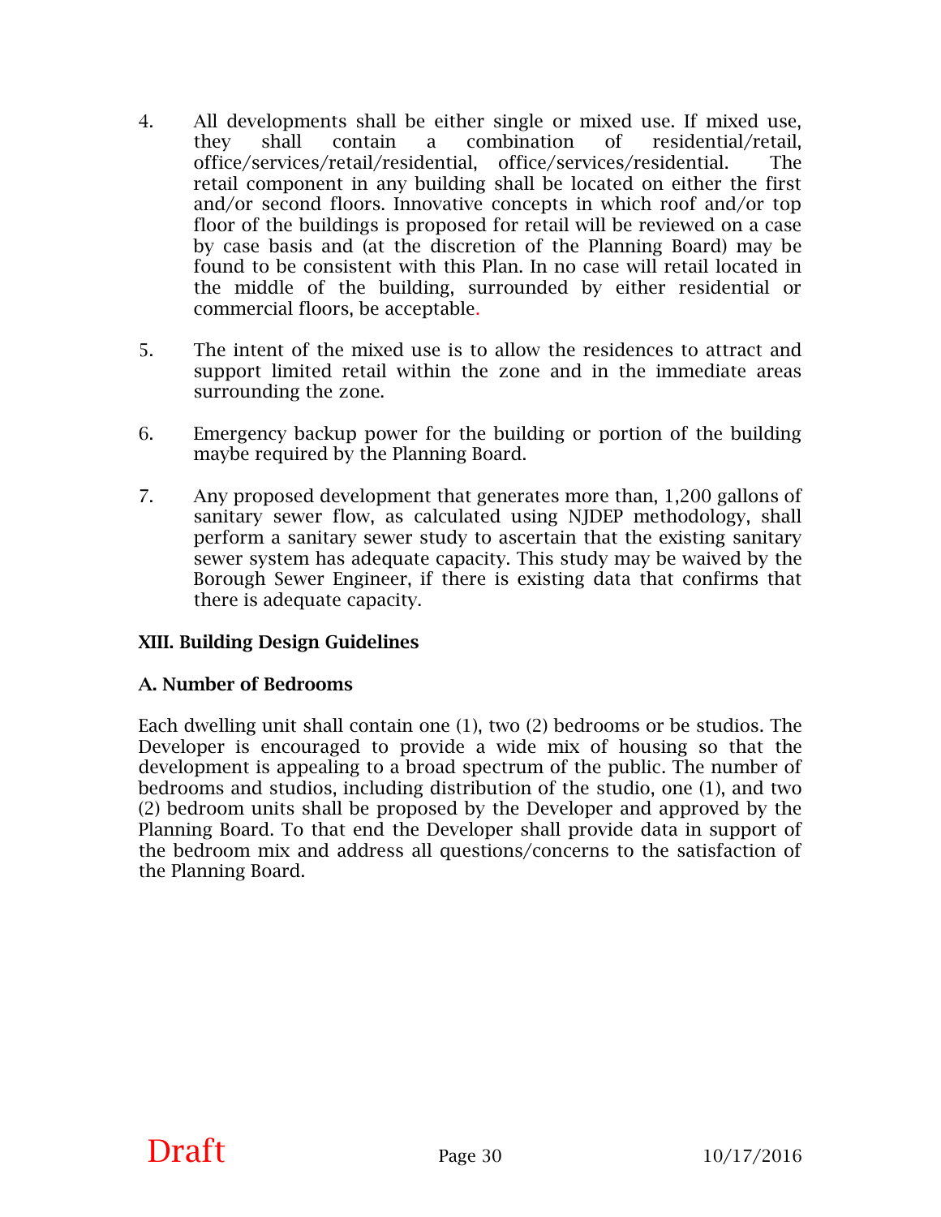4. All developments shall be either single or mixed use. If mixed use, they shall contain a combination of residential/retail, office/services/retail/residential, office/services/residential. The retail component in any building shall be located on either the first and/or second floors. Innovative concepts in which roof and/or top floor of the buildings is proposed for retail will be reviewed on a case by case basis and (at the discretion of the Planning Board) may be found to be consistent with this Plan. In no case will retail located in the middle of the building, surrounded by either residential or commercial floors, be acceptable.

5. The intent of the mixed use is to allow the residences to attract and support limited retail within the zone and in the immediate areas surrounding the zone.

6. Emergency backup power for the building or portion of the building maybe required by the Planning Board.

7. Any proposed development that generates more than, 1,200 gallons of sanitary sewer flow, as calculated using NJDEP methodology, shall perform a sanitary sewer study to ascertain that the existing sanitary sewer system has adequate capacity. This study may be waived by the Borough Sewer Engineer, if there is existing data that confirms that there is adequate capacity.

## XIII. Building Design Guidelines

### A. Number of Bedrooms

Each dwelling unit shall contain one (1), two (2) bedrooms or be studios. The Developer is encouraged to provide a wide mix of housing so that the development is appealing to a broad spectrum of the public. The number of bedrooms and studios, including distribution of the studio, one (1), and two (2) bedroom units shall be proposed by the Developer and approved by the Planning Board. To that end the Developer shall provide data in support of the bedroom mix and address all questions/concerns to the satisfaction of the Planning Board.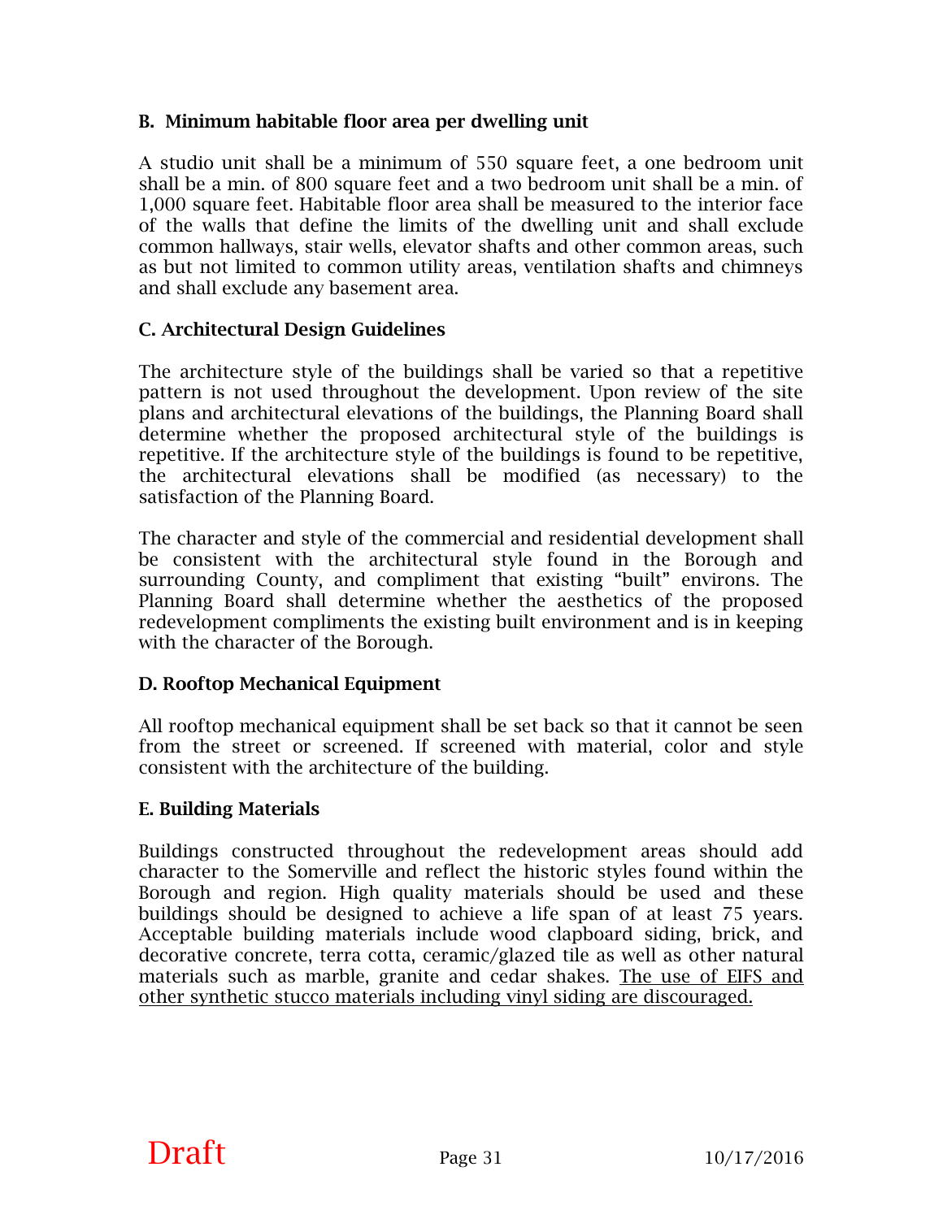**B. Minimum habitable floor area per dwelling unit**

A studio unit shall be a minimum of 550 square feet, a one bedroom unit shall be a min. of 800 square feet and a two bedroom unit shall be a min. of 1,000 square feet. Habitable floor area shall be measured to the interior face of the walls that define the limits of the dwelling unit and shall exclude common hallways, stair wells, elevator shafts and other common areas, such as but not limited to common utility areas, ventilation shafts and chimneys and shall exclude any basement area.

**C. Architectural Design Guidelines**

The architecture style of the buildings shall be varied so that a repetitive pattern is not used throughout the development. Upon review of the site plans and architectural elevations of the buildings, the Planning Board shall determine whether the proposed architectural style of the buildings is repetitive. If the architecture style of the buildings is found to be repetitive, the architectural elevations shall be modified (as necessary) to the satisfaction of the Planning Board.

The character and style of the commercial and residential development shall be consistent with the architectural style found in the Borough and surrounding County, and compliment that existing "built" environs. The Planning Board shall determine whether the aesthetics of the proposed redevelopment compliments the existing built environment and is in keeping with the character of the Borough.

**D. Rooftop Mechanical Equipment**

All rooftop mechanical equipment shall be set back so that it cannot be seen from the street or screened. If screened with material, color and style consistent with the architecture of the building.

**E. Building Materials**

Buildings constructed throughout the redevelopment areas should add character to the Somerville and reflect the historic styles found within the Borough and region. High quality materials should be used and these buildings should be designed to achieve a life span of at least 75 years. Acceptable building materials include wood clapboard siding, brick, and decorative concrete, terra cotta, ceramic/glazed tile as well as other natural materials such as marble, granite and cedar shakes. <u>The use of EIFS and other synthetic stucco materials including vinyl siding are discouraged.</u>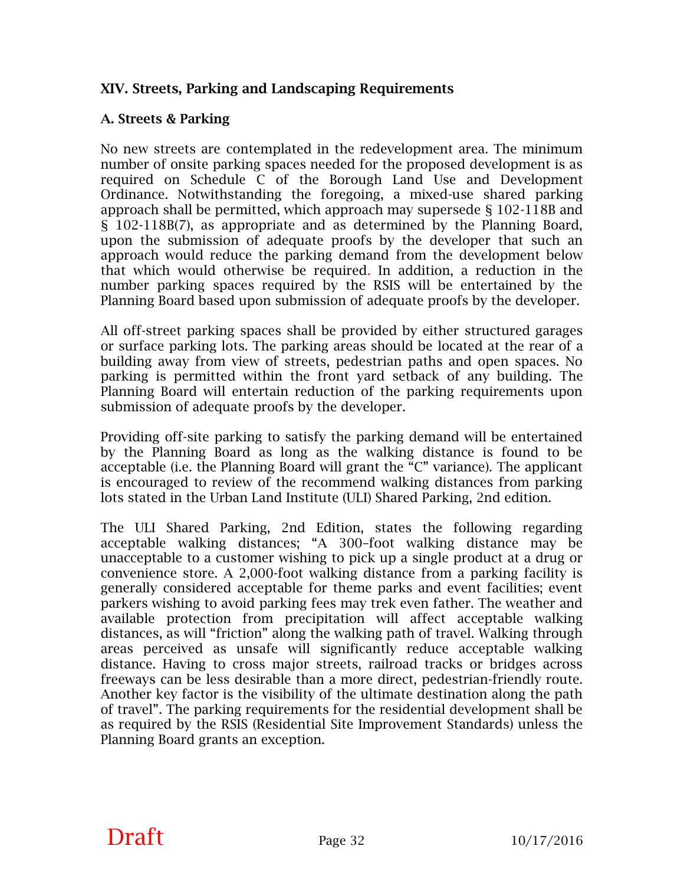## XIV. Streets, Parking and Landscaping Requirements

### A. Streets & Parking

No new streets are contemplated in the redevelopment area. The minimum number of onsite parking spaces needed for the proposed development is as required on Schedule C of the Borough Land Use and Development Ordinance. Notwithstanding the foregoing, a mixed-use shared parking approach shall be permitted, which approach may supersede § 102-118B and § 102-118B(7), as appropriate and as determined by the Planning Board, upon the submission of adequate proofs by the developer that such an approach would reduce the parking demand from the development below that which would otherwise be required. In addition, a reduction in the number parking spaces required by the RSIS will be entertained by the Planning Board based upon submission of adequate proofs by the developer.

All off-street parking spaces shall be provided by either structured garages or surface parking lots. The parking areas should be located at the rear of a building away from view of streets, pedestrian paths and open spaces. No parking is permitted within the front yard setback of any building. The Planning Board will entertain reduction of the parking requirements upon submission of adequate proofs by the developer.

Providing off-site parking to satisfy the parking demand will be entertained by the Planning Board as long as the walking distance is found to be acceptable (i.e. the Planning Board will grant the "C" variance). The applicant is encouraged to review of the recommend walking distances from parking lots stated in the Urban Land Institute (ULI) Shared Parking, 2nd edition.

The ULI Shared Parking, 2nd Edition, states the following regarding acceptable walking distances; "A 300–foot walking distance may be unacceptable to a customer wishing to pick up a single product at a drug or convenience store. A 2,000-foot walking distance from a parking facility is generally considered acceptable for theme parks and event facilities; event parkers wishing to avoid parking fees may trek even father. The weather and available protection from precipitation will affect acceptable walking distances, as will "friction" along the walking path of travel. Walking through areas perceived as unsafe will significantly reduce acceptable walking distance. Having to cross major streets, railroad tracks or bridges across freeways can be less desirable than a more direct, pedestrian-friendly route. Another key factor is the visibility of the ultimate destination along the path of travel". The parking requirements for the residential development shall be as required by the RSIS (Residential Site Improvement Standards) unless the Planning Board grants an exception.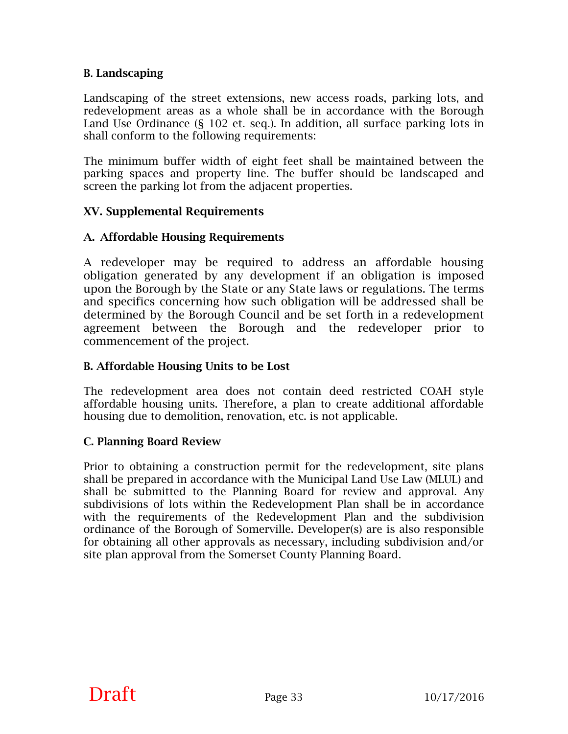### B. Landscaping

Landscaping of the street extensions, new access roads, parking lots, and redevelopment areas as a whole shall be in accordance with the Borough Land Use Ordinance (§ 102 et. seq.). In addition, all surface parking lots in shall conform to the following requirements:

The minimum buffer width of eight feet shall be maintained between the parking spaces and property line. The buffer should be landscaped and screen the parking lot from the adjacent properties.

## XV. Supplemental Requirements

### A. Affordable Housing Requirements

A redeveloper may be required to address an affordable housing obligation generated by any development if an obligation is imposed upon the Borough by the State or any State laws or regulations. The terms and specifics concerning how such obligation will be addressed shall be determined by the Borough Council and be set forth in a redevelopment agreement between the Borough and the redeveloper prior to commencement of the project.

### B. Affordable Housing Units to be Lost

The redevelopment area does not contain deed restricted COAH style affordable housing units. Therefore, a plan to create additional affordable housing due to demolition, renovation, etc. is not applicable.

### C. Planning Board Review

Prior to obtaining a construction permit for the redevelopment, site plans shall be prepared in accordance with the Municipal Land Use Law (MLUL) and shall be submitted to the Planning Board for review and approval. Any subdivisions of lots within the Redevelopment Plan shall be in accordance with the requirements of the Redevelopment Plan and the subdivision ordinance of the Borough of Somerville. Developer(s) are is also responsible for obtaining all other approvals as necessary, including subdivision and/or site plan approval from the Somerset County Planning Board.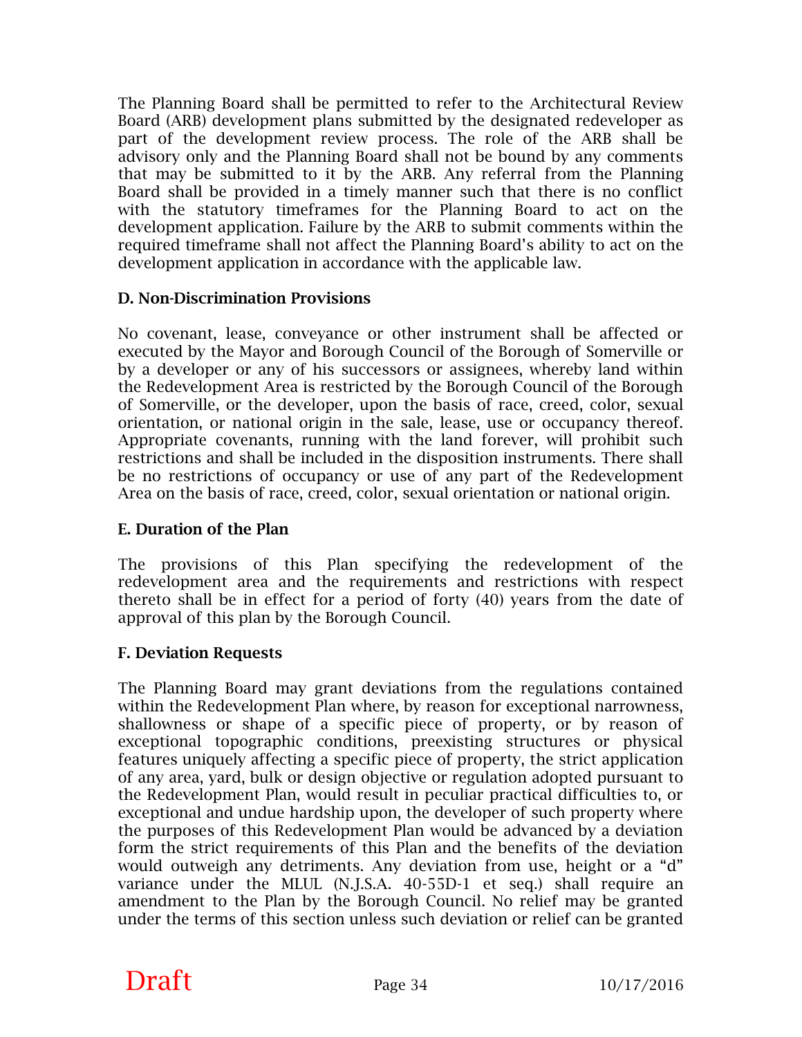The Planning Board shall be permitted to refer to the Architectural Review Board (ARB) development plans submitted by the designated redeveloper as part of the development review process. The role of the ARB shall be advisory only and the Planning Board shall not be bound by any comments that may be submitted to it by the ARB. Any referral from the Planning Board shall be provided in a timely manner such that there is no conflict with the statutory timeframes for the Planning Board to act on the development application. Failure by the ARB to submit comments within the required timeframe shall not affect the Planning Board's ability to act on the development application in accordance with the applicable law.

**D. Non-Discrimination Provisions**

No covenant, lease, conveyance or other instrument shall be affected or executed by the Mayor and Borough Council of the Borough of Somerville or by a developer or any of his successors or assignees, whereby land within the Redevelopment Area is restricted by the Borough Council of the Borough of Somerville, or the developer, upon the basis of race, creed, color, sexual orientation, or national origin in the sale, lease, use or occupancy thereof. Appropriate covenants, running with the land forever, will prohibit such restrictions and shall be included in the disposition instruments. There shall be no restrictions of occupancy or use of any part of the Redevelopment Area on the basis of race, creed, color, sexual orientation or national origin.

**E. Duration of the Plan**

The provisions of this Plan specifying the redevelopment of the redevelopment area and the requirements and restrictions with respect thereto shall be in effect for a period of forty (40) years from the date of approval of this plan by the Borough Council.

**F. Deviation Requests**

The Planning Board may grant deviations from the regulations contained within the Redevelopment Plan where, by reason for exceptional narrowness, shallowness or shape of a specific piece of property, or by reason of exceptional topographic conditions, preexisting structures or physical features uniquely affecting a specific piece of property, the strict application of any area, yard, bulk or design objective or regulation adopted pursuant to the Redevelopment Plan, would result in peculiar practical difficulties to, or exceptional and undue hardship upon, the developer of such property where the purposes of this Redevelopment Plan would be advanced by a deviation form the strict requirements of this Plan and the benefits of the deviation would outweigh any detriments. Any deviation from use, height or a "d" variance under the MLUL (N.J.S.A. 40-55D-1 et seq.) shall require an amendment to the Plan by the Borough Council. No relief may be granted under the terms of this section unless such deviation or relief can be granted

Draft 10/17/2016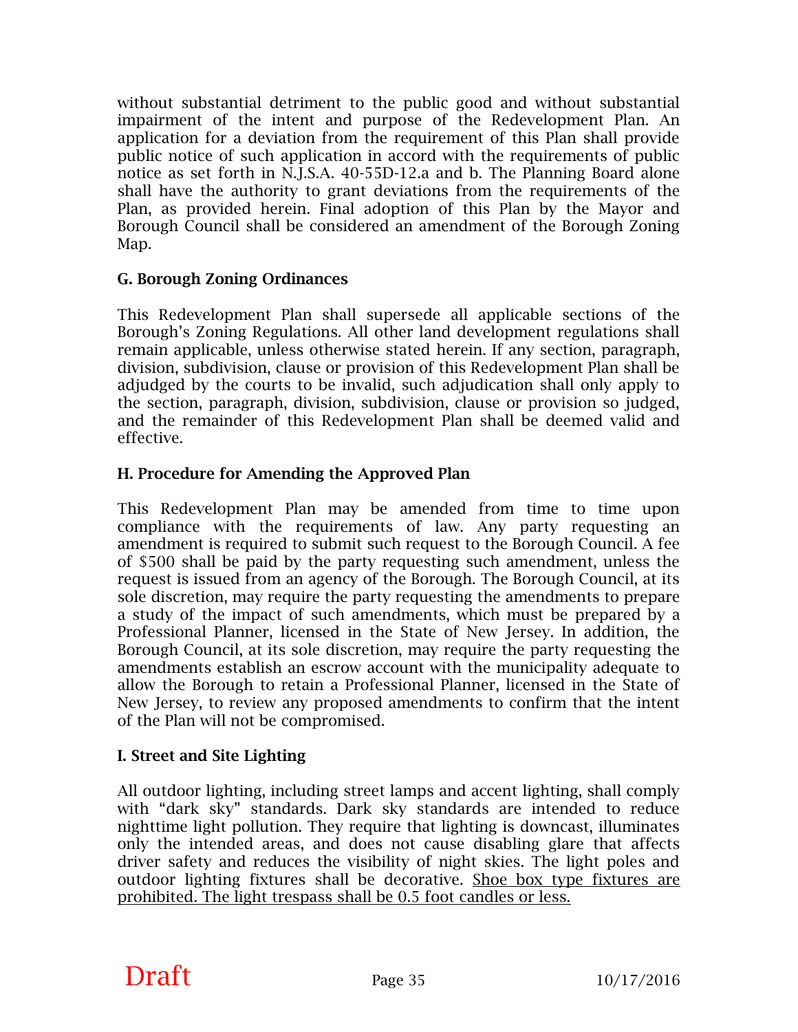without substantial detriment to the public good and without substantial impairment of the intent and purpose of the Redevelopment Plan. An application for a deviation from the requirement of this Plan shall provide public notice of such application in accord with the requirements of public notice as set forth in N.J.S.A. 40-55D-12.a and b. The Planning Board alone shall have the authority to grant deviations from the requirements of the Plan, as provided herein. Final adoption of this Plan by the Mayor and Borough Council shall be considered an amendment of the Borough Zoning Map.

### G. Borough Zoning Ordinances

This Redevelopment Plan shall supersede all applicable sections of the Borough's Zoning Regulations. All other land development regulations shall remain applicable, unless otherwise stated herein. If any section, paragraph, division, subdivision, clause or provision of this Redevelopment Plan shall be adjudged by the courts to be invalid, such adjudication shall only apply to the section, paragraph, division, subdivision, clause or provision so judged, and the remainder of this Redevelopment Plan shall be deemed valid and effective.

### H. Procedure for Amending the Approved Plan

This Redevelopment Plan may be amended from time to time upon compliance with the requirements of law. Any party requesting an amendment is required to submit such request to the Borough Council. A fee of $500 shall be paid by the party requesting such amendment, unless the request is issued from an agency of the Borough. The Borough Council, at its sole discretion, may require the party requesting the amendments to prepare a study of the impact of such amendments, which must be prepared by a Professional Planner, licensed in the State of New Jersey. In addition, the Borough Council, at its sole discretion, may require the party requesting the amendments establish an escrow account with the municipality adequate to allow the Borough to retain a Professional Planner, licensed in the State of New Jersey, to review any proposed amendments to confirm that the intent of the Plan will not be compromised.

### I. Street and Site Lighting

All outdoor lighting, including street lamps and accent lighting, shall comply with "dark sky" standards. Dark sky standards are intended to reduce nighttime light pollution. They require that lighting is downcast, illuminates only the intended areas, and does not cause disabling glare that affects driver safety and reduces the visibility of night skies. The light poles and outdoor lighting fixtures shall be decorative. <u>Shoe box type fixtures are prohibited. The light trespass shall be 0.5 foot candles or less.</u>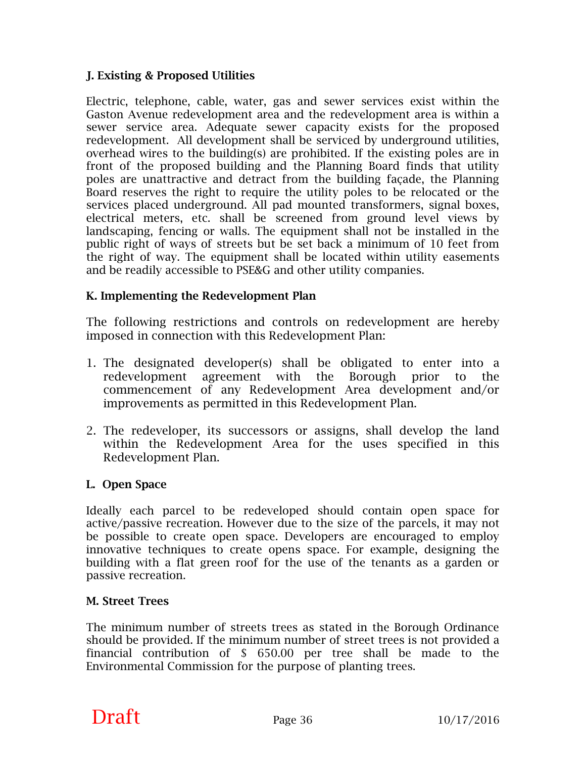### J. Existing & Proposed Utilities

Electric, telephone, cable, water, gas and sewer services exist within the Gaston Avenue redevelopment area and the redevelopment area is within a sewer service area. Adequate sewer capacity exists for the proposed redevelopment. All development shall be serviced by underground utilities, overhead wires to the building(s) are prohibited. If the existing poles are in front of the proposed building and the Planning Board finds that utility poles are unattractive and detract from the building façade, the Planning Board reserves the right to require the utility poles to be relocated or the services placed underground. All pad mounted transformers, signal boxes, electrical meters, etc. shall be screened from ground level views by landscaping, fencing or walls. The equipment shall not be installed in the public right of ways of streets but be set back a minimum of 10 feet from the right of way. The equipment shall be located within utility easements and be readily accessible to PSE&G and other utility companies.

### K. Implementing the Redevelopment Plan

The following restrictions and controls on redevelopment are hereby imposed in connection with this Redevelopment Plan:

1. The designated developer(s) shall be obligated to enter into a redevelopment agreement with the Borough prior to the commencement of any Redevelopment Area development and/or improvements as permitted in this Redevelopment Plan.

2. The redeveloper, its successors or assigns, shall develop the land within the Redevelopment Area for the uses specified in this Redevelopment Plan.

### L. Open Space

Ideally each parcel to be redeveloped should contain open space for active/passive recreation. However due to the size of the parcels, it may not be possible to create open space. Developers are encouraged to employ innovative techniques to create opens space. For example, designing the building with a flat green roof for the use of the tenants as a garden or passive recreation.

### M. Street Trees

The minimum number of streets trees as stated in the Borough Ordinance should be provided. If the minimum number of street trees is not provided a financial contribution of $ 650.00 per tree shall be made to the Environmental Commission for the purpose of planting trees.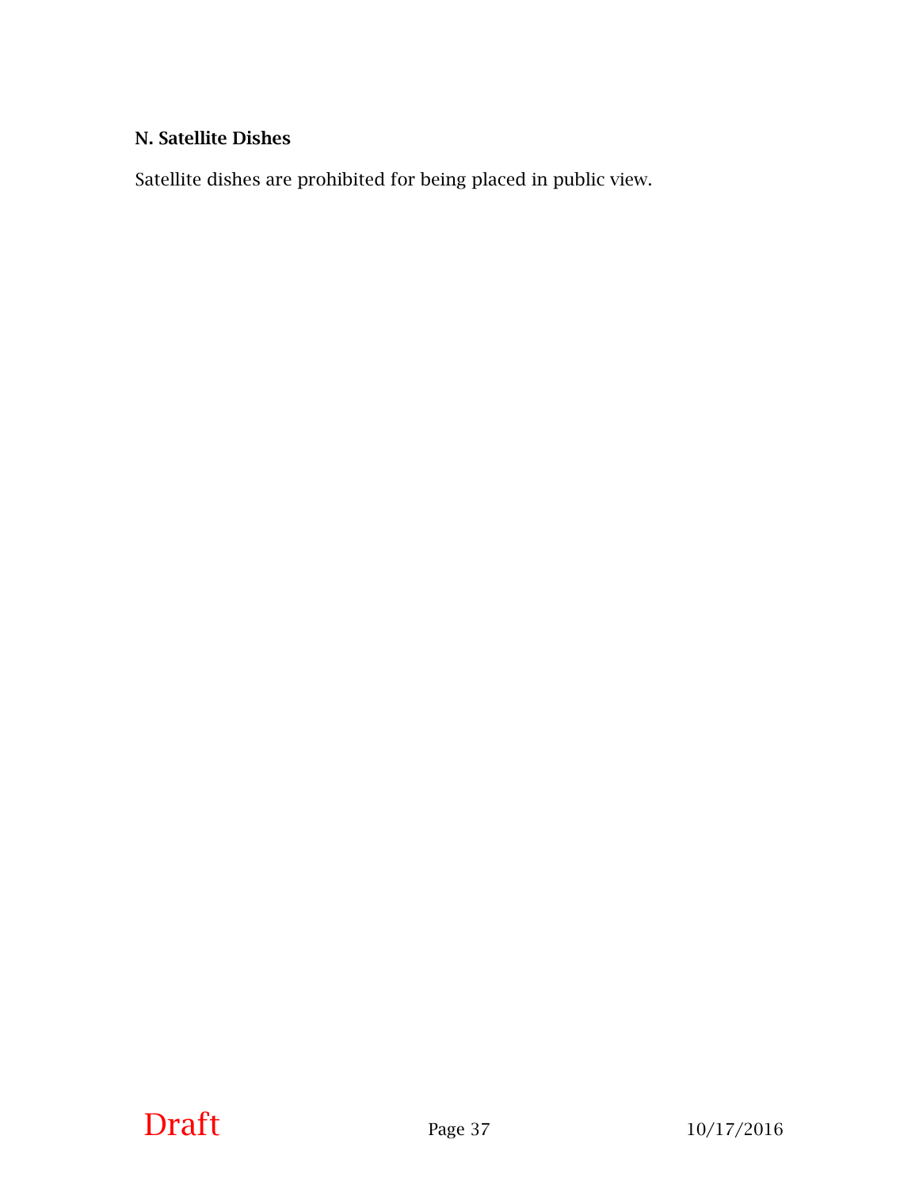**N. Satellite Dishes**

Satellite dishes are prohibited for being placed in public view.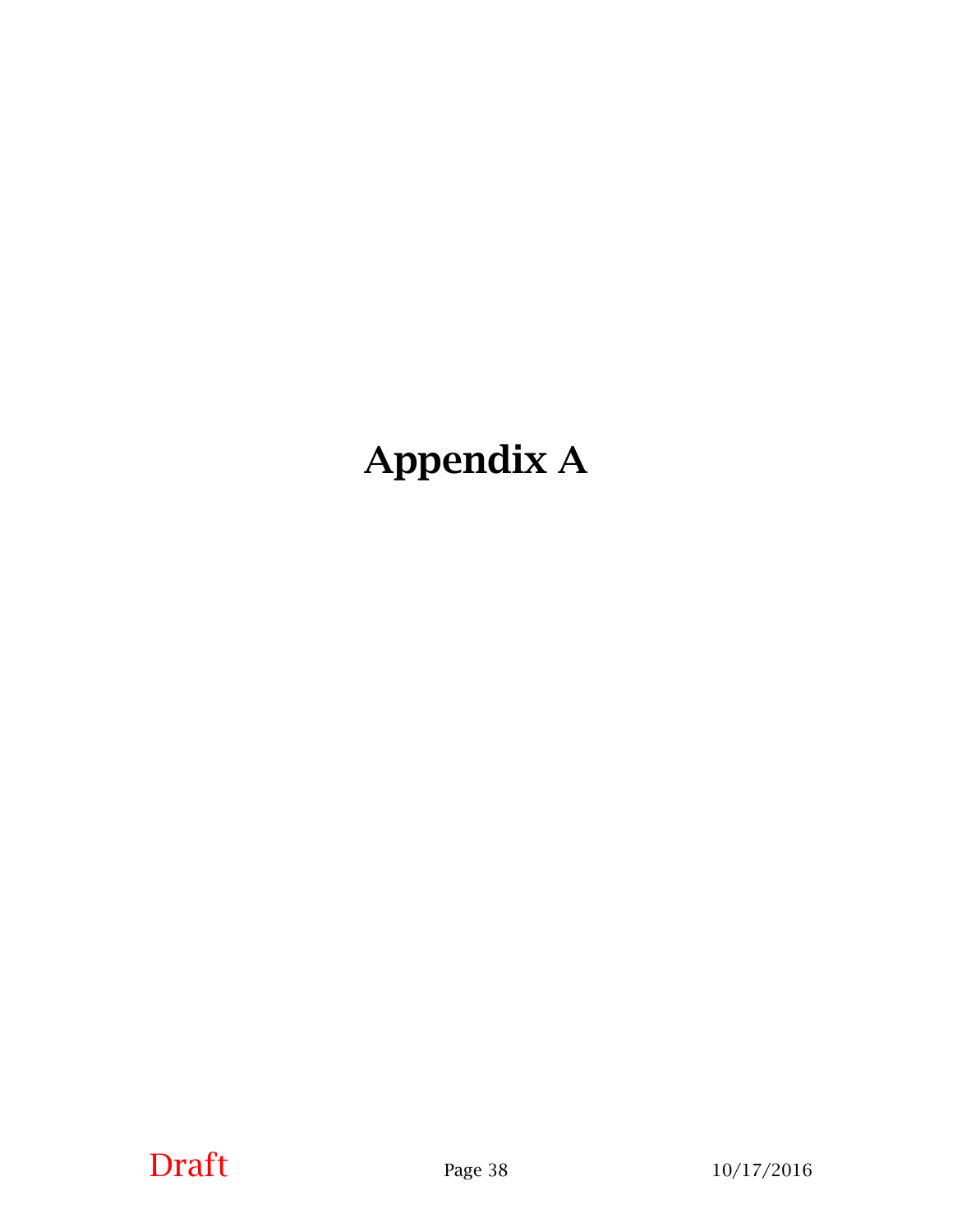# Appendix A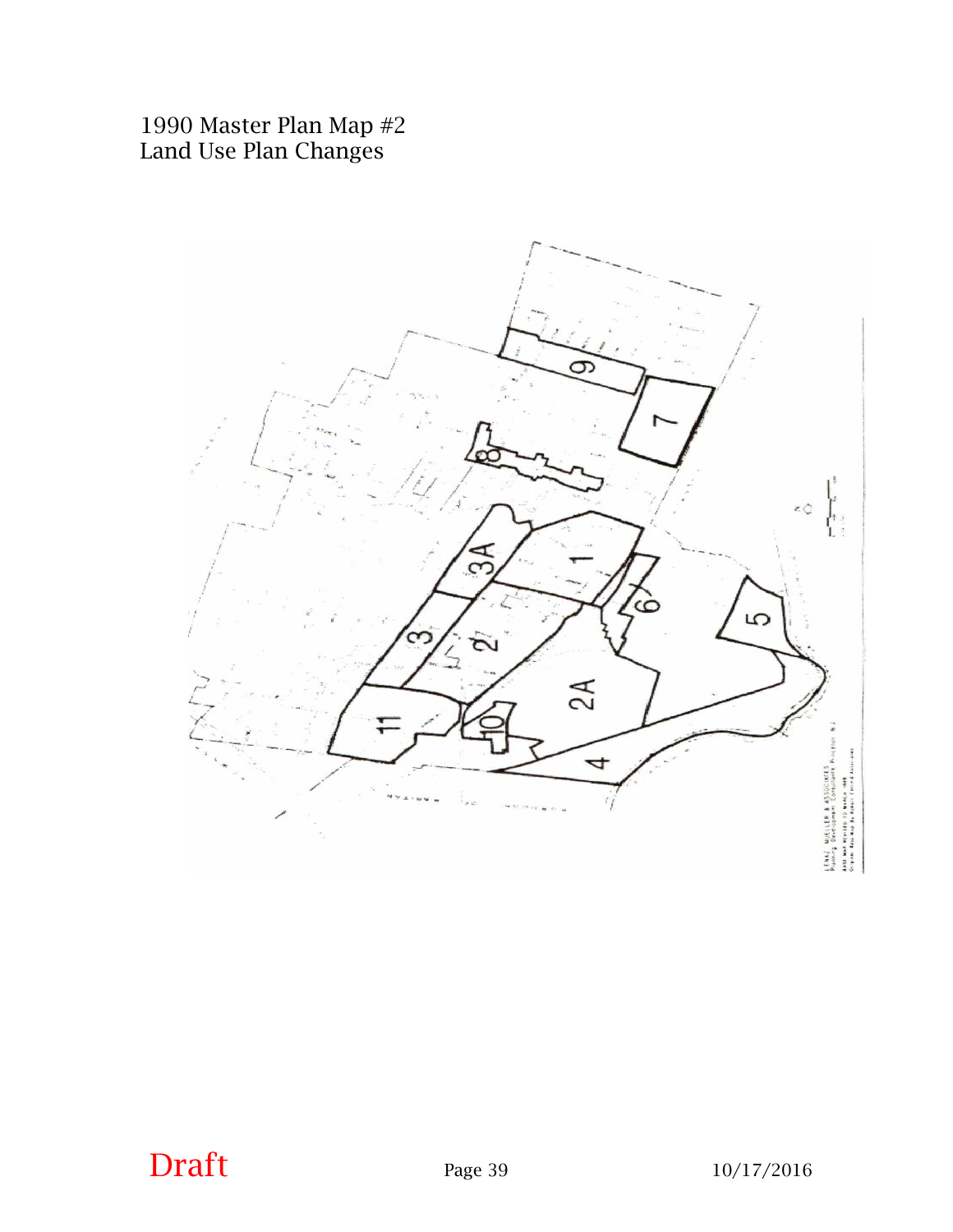1990 Master Plan Map #2
Land Use Plan Changes

9

7

8

3A

1

6

5

3

2

2A

11

10

4

LENAZ, MUELLER & ASSOCIATES
Planning Development Consultants Princeton, N.J.

Draft